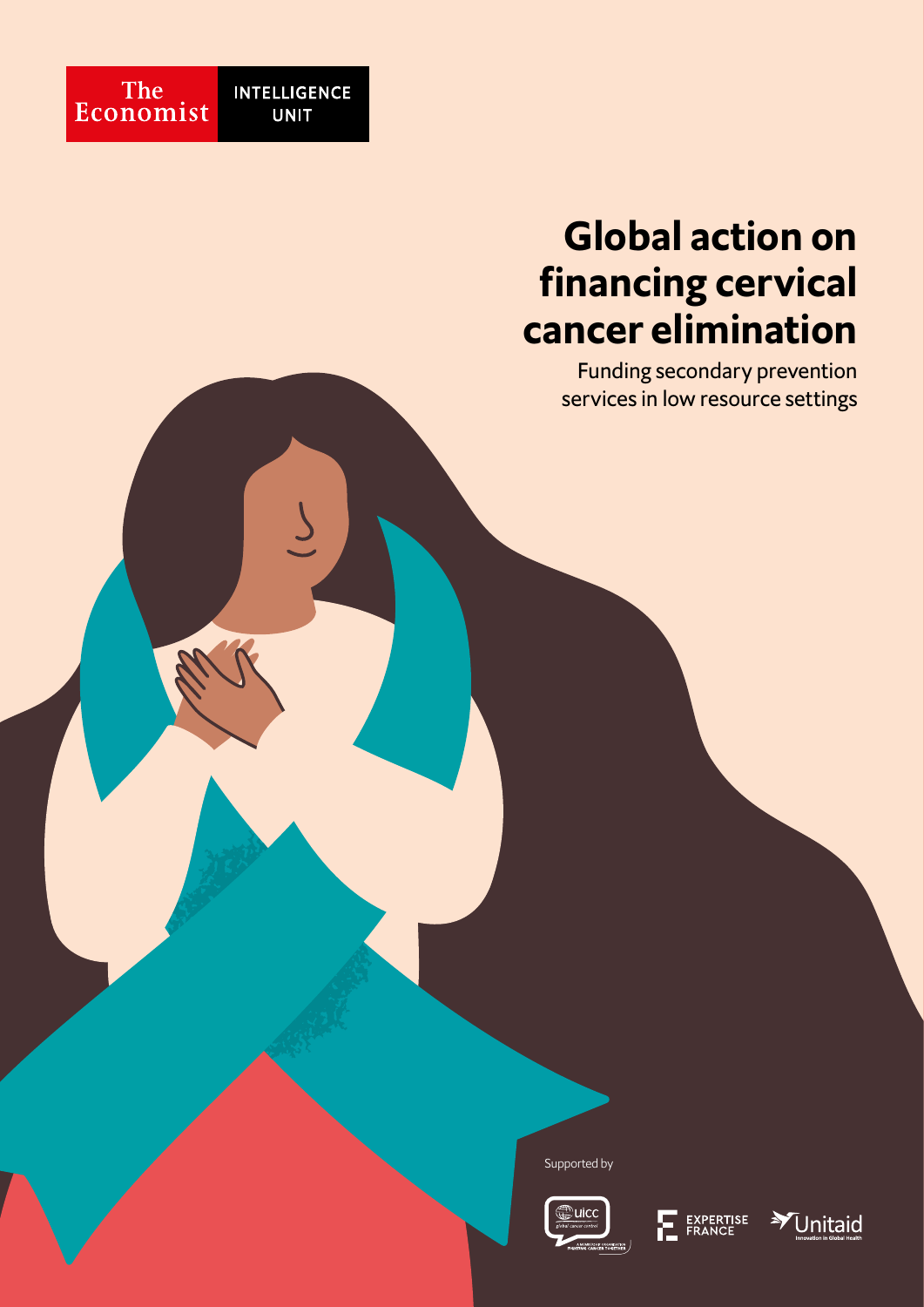The Economist INTELLIGENCE UNIT

# Global action on financing cervical cancer elimination

Funding secondary prevention services in low resource settings

Supported by

UICC · Expertise France · Unitaid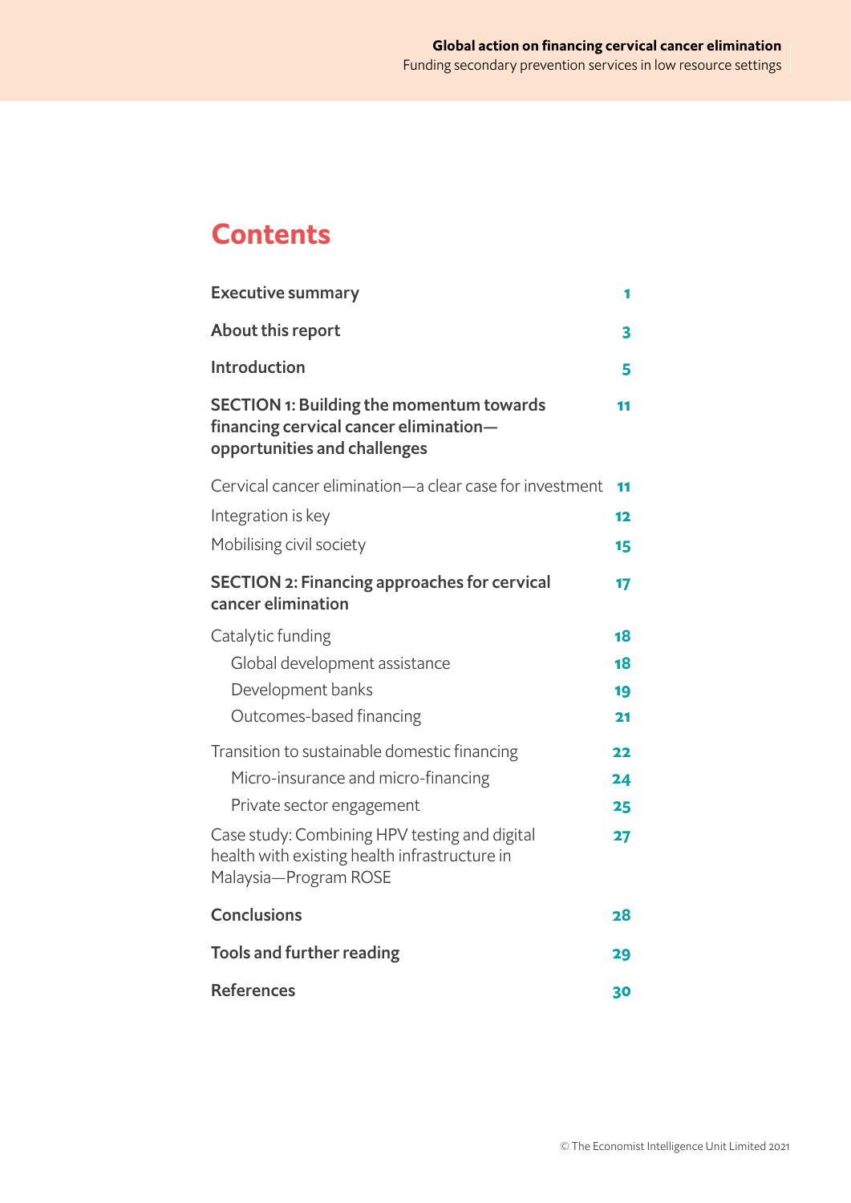# Contents

| | |
|---|---|
| **Executive summary** | 1 |
| **About this report** | 3 |
| **Introduction** | 5 |
| **SECTION 1: Building the momentum towards financing cervical cancer elimination—opportunities and challenges** | 11 |
| Cervical cancer elimination—a clear case for investment | 11 |
| Integration is key | 12 |
| Mobilising civil society | 15 |
| **SECTION 2: Financing approaches for cervical cancer elimination** | 17 |
| Catalytic funding | 18 |
| Global development assistance | 18 |
| Development banks | 19 |
| Outcomes-based financing | 21 |
| Transition to sustainable domestic financing | 22 |
| Micro-insurance and micro-financing | 24 |
| Private sector engagement | 25 |
| Case study: Combining HPV testing and digital health with existing health infrastructure in Malaysia—Program ROSE | 27 |
| **Conclusions** | 28 |
| **Tools and further reading** | 29 |
| **References** | 30 |

© The Economist Intelligence Unit Limited 2021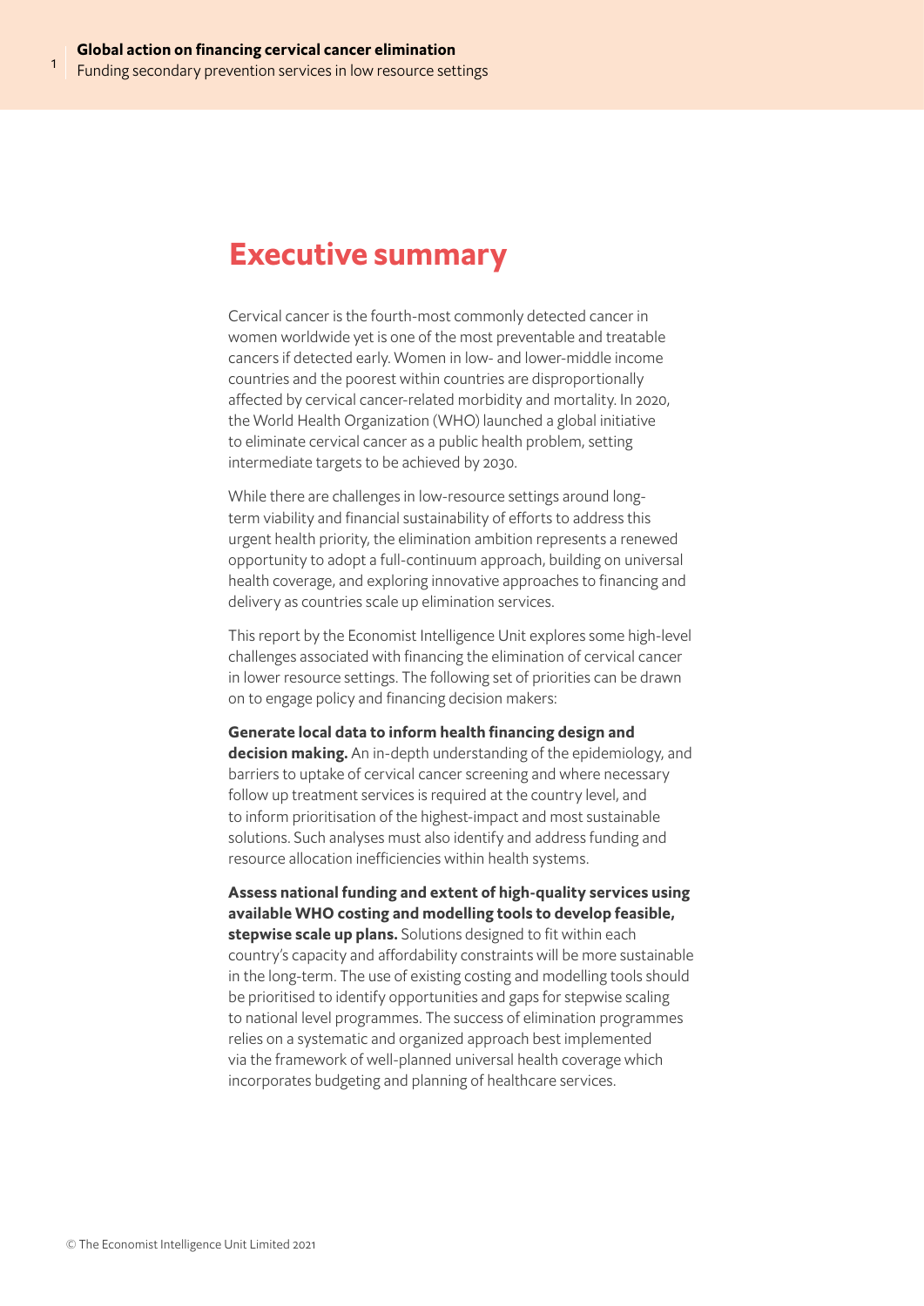# Executive summary

Cervical cancer is the fourth-most commonly detected cancer in women worldwide yet is one of the most preventable and treatable cancers if detected early. Women in low- and lower-middle income countries and the poorest within countries are disproportionally affected by cervical cancer-related morbidity and mortality. In 2020, the World Health Organization (WHO) launched a global initiative to eliminate cervical cancer as a public health problem, setting intermediate targets to be achieved by 2030.

While there are challenges in low-resource settings around long-term viability and financial sustainability of efforts to address this urgent health priority, the elimination ambition represents a renewed opportunity to adopt a full-continuum approach, building on universal health coverage, and exploring innovative approaches to financing and delivery as countries scale up elimination services.

This report by the Economist Intelligence Unit explores some high-level challenges associated with financing the elimination of cervical cancer in lower resource settings. The following set of priorities can be drawn on to engage policy and financing decision makers:

**Generate local data to inform health financing design and decision making.** An in-depth understanding of the epidemiology, and barriers to uptake of cervical cancer screening and where necessary follow up treatment services is required at the country level, and to inform prioritisation of the highest-impact and most sustainable solutions. Such analyses must also identify and address funding and resource allocation inefficiencies within health systems.

**Assess national funding and extent of high-quality services using available WHO costing and modelling tools to develop feasible, stepwise scale up plans.** Solutions designed to fit within each country's capacity and affordability constraints will be more sustainable in the long-term. The use of existing costing and modelling tools should be prioritised to identify opportunities and gaps for stepwise scaling to national level programmes. The success of elimination programmes relies on a systematic and organized approach best implemented via the framework of well-planned universal health coverage which incorporates budgeting and planning of healthcare services.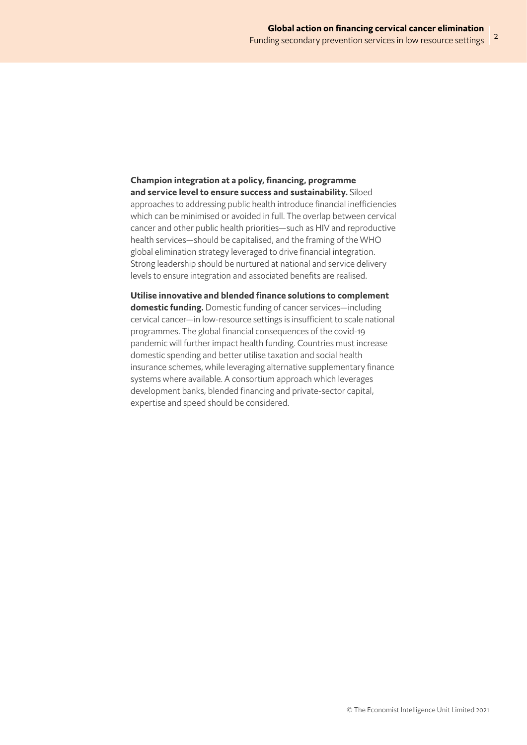**Champion integration at a policy, financing, programme and service level to ensure success and sustainability.** Siloed approaches to addressing public health introduce financial inefficiencies which can be minimised or avoided in full. The overlap between cervical cancer and other public health priorities—such as HIV and reproductive health services—should be capitalised, and the framing of the WHO global elimination strategy leveraged to drive financial integration. Strong leadership should be nurtured at national and service delivery levels to ensure integration and associated benefits are realised.

**Utilise innovative and blended finance solutions to complement domestic funding.** Domestic funding of cancer services—including cervical cancer—in low-resource settings is insufficient to scale national programmes. The global financial consequences of the covid-19 pandemic will further impact health funding. Countries must increase domestic spending and better utilise taxation and social health insurance schemes, while leveraging alternative supplementary finance systems where available. A consortium approach which leverages development banks, blended financing and private-sector capital, expertise and speed should be considered.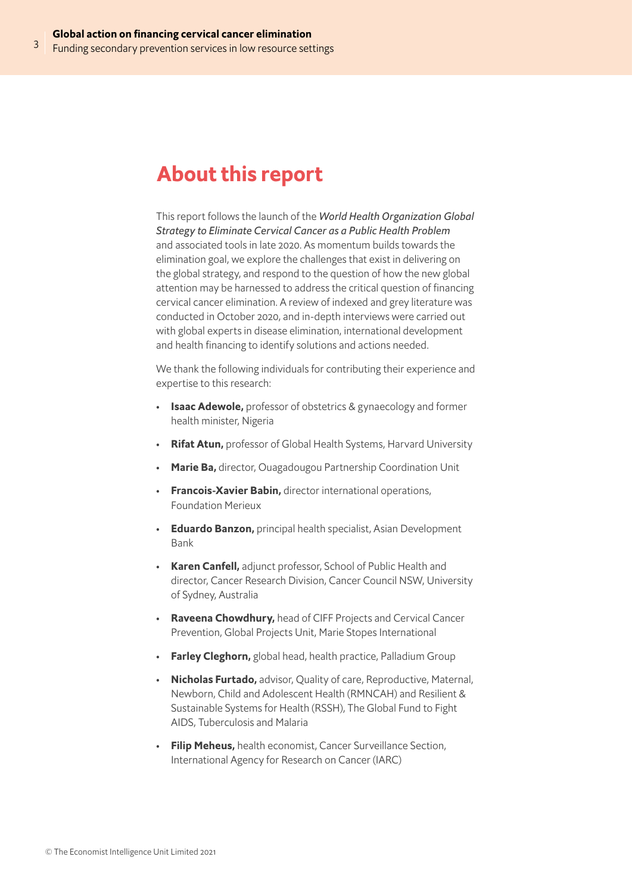# About this report

This report follows the launch of the *World Health Organization Global Strategy to Eliminate Cervical Cancer as a Public Health Problem* and associated tools in late 2020. As momentum builds towards the elimination goal, we explore the challenges that exist in delivering on the global strategy, and respond to the question of how the new global attention may be harnessed to address the critical question of financing cervical cancer elimination. A review of indexed and grey literature was conducted in October 2020, and in-depth interviews were carried out with global experts in disease elimination, international development and health financing to identify solutions and actions needed.

We thank the following individuals for contributing their experience and expertise to this research:

- **Isaac Adewole,** professor of obstetrics & gynaecology and former health minister, Nigeria
- **Rifat Atun,** professor of Global Health Systems, Harvard University
- **Marie Ba,** director, Ouagadougou Partnership Coordination Unit
- **Francois-Xavier Babin,** director international operations, Foundation Merieux
- **Eduardo Banzon,** principal health specialist, Asian Development Bank
- **Karen Canfell,** adjunct professor, School of Public Health and director, Cancer Research Division, Cancer Council NSW, University of Sydney, Australia
- **Raveena Chowdhury,** head of CIFF Projects and Cervical Cancer Prevention, Global Projects Unit, Marie Stopes International
- **Farley Cleghorn,** global head, health practice, Palladium Group
- **Nicholas Furtado,** advisor, Quality of care, Reproductive, Maternal, Newborn, Child and Adolescent Health (RMNCAH) and Resilient & Sustainable Systems for Health (RSSH), The Global Fund to Fight AIDS, Tuberculosis and Malaria
- **Filip Meheus,** health economist, Cancer Surveillance Section, International Agency for Research on Cancer (IARC)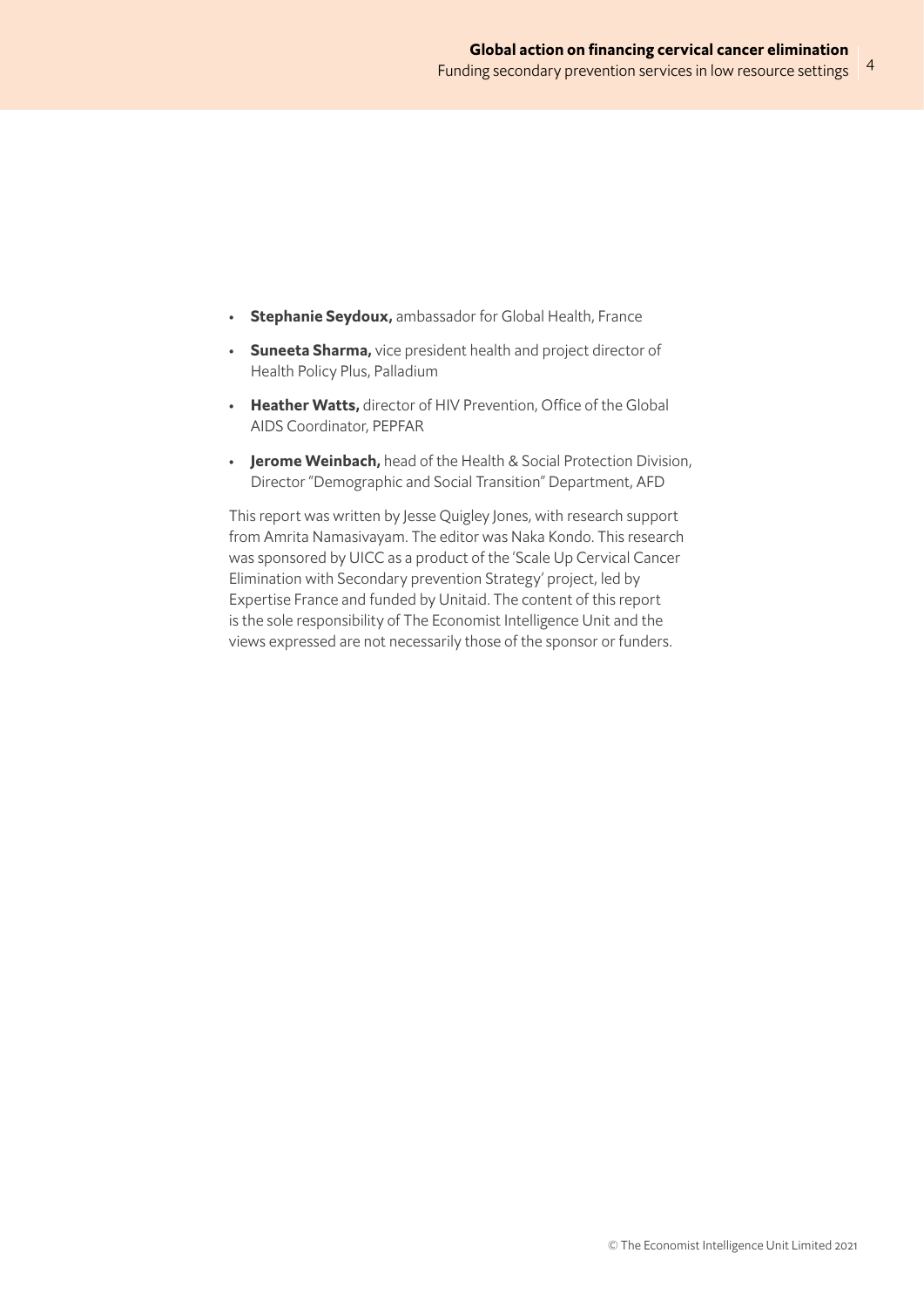- **Stephanie Seydoux,** ambassador for Global Health, France
- **Suneeta Sharma,** vice president health and project director of Health Policy Plus, Palladium
- **Heather Watts,** director of HIV Prevention, Office of the Global AIDS Coordinator, PEPFAR
- **Jerome Weinbach,** head of the Health & Social Protection Division, Director "Demographic and Social Transition" Department, AFD

This report was written by Jesse Quigley Jones, with research support from Amrita Namasivayam. The editor was Naka Kondo. This research was sponsored by UICC as a product of the 'Scale Up Cervical Cancer Elimination with Secondary prevention Strategy' project, led by Expertise France and funded by Unitaid. The content of this report is the sole responsibility of The Economist Intelligence Unit and the views expressed are not necessarily those of the sponsor or funders.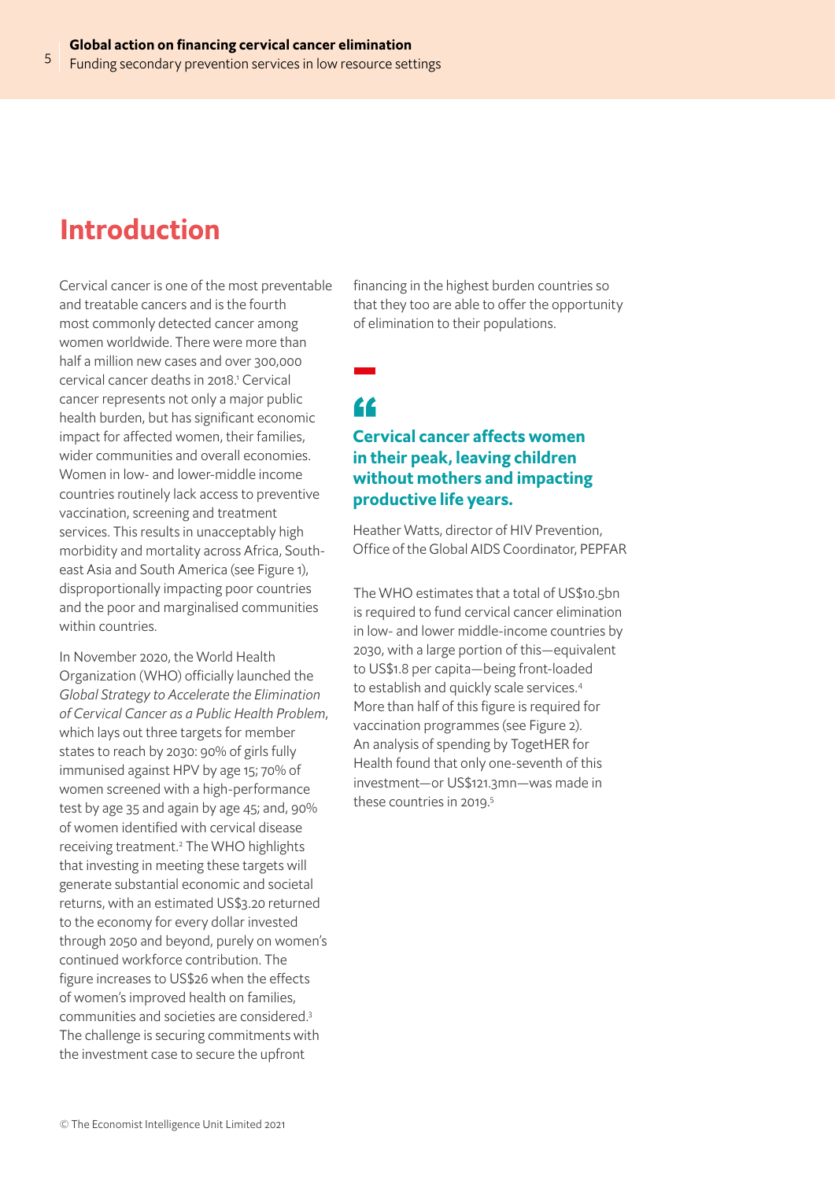# Introduction

Cervical cancer is one of the most preventable and treatable cancers and is the fourth most commonly detected cancer among women worldwide. There were more than half a million new cases and over 300,000 cervical cancer deaths in 2018.[1] Cervical cancer represents not only a major public health burden, but has significant economic impact for affected women, their families, wider communities and overall economies. Women in low- and lower-middle income countries routinely lack access to preventive vaccination, screening and treatment services. This results in unacceptably high morbidity and mortality across Africa, South-east Asia and South America (see Figure 1), disproportionally impacting poor countries and the poor and marginalised communities within countries.

In November 2020, the World Health Organization (WHO) officially launched the *Global Strategy to Accelerate the Elimination of Cervical Cancer as a Public Health Problem*, which lays out three targets for member states to reach by 2030: 90% of girls fully immunised against HPV by age 15; 70% of women screened with a high-performance test by age 35 and again by age 45; and, 90% of women identified with cervical disease receiving treatment.[2] The WHO highlights that investing in meeting these targets will generate substantial economic and societal returns, with an estimated US$3.20 returned to the economy for every dollar invested through 2050 and beyond, purely on women's continued workforce contribution. The figure increases to US$26 when the effects of women's improved health on families, communities and societies are considered.[3] The challenge is securing commitments with the investment case to secure the upfront financing in the highest burden countries so that they too are able to offer the opportunity of elimination to their populations.

> **Cervical cancer affects women in their peak, leaving children without mothers and impacting productive life years.**
>
> Heather Watts, director of HIV Prevention, Office of the Global AIDS Coordinator, PEPFAR

The WHO estimates that a total of US$10.5bn is required to fund cervical cancer elimination in low- and lower middle-income countries by 2030, with a large portion of this—equivalent to US$1.8 per capita—being front-loaded to establish and quickly scale services.[4] More than half of this figure is required for vaccination programmes (see Figure 2). An analysis of spending by TogetHER for Health found that only one-seventh of this investment—or US$121.3mn—was made in these countries in 2019.[5]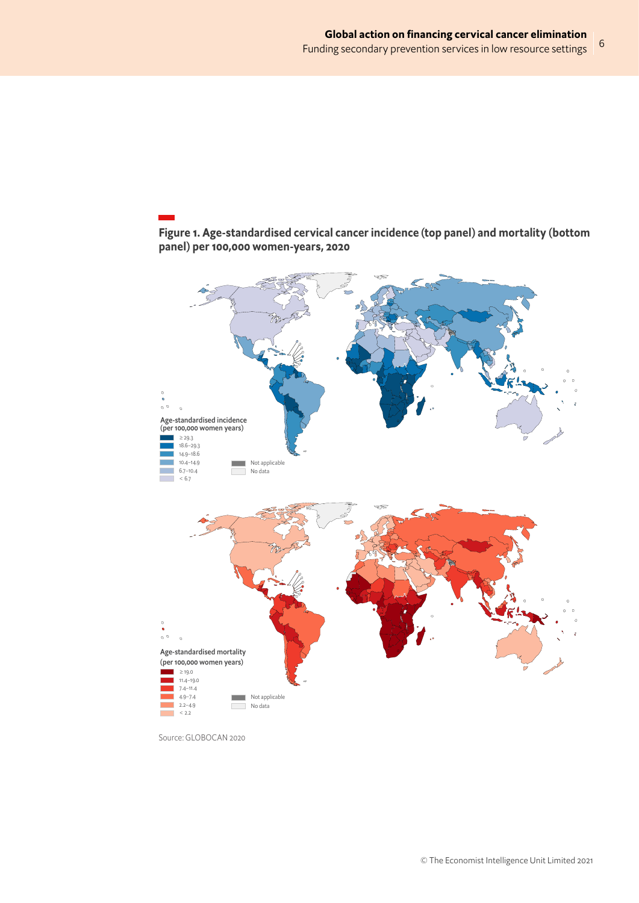**Figure 1. Age-standardised cervical cancer incidence (top panel) and mortality (bottom panel) per 100,000 women-years, 2020**

Age-standardised incidence (per 100,000 women years)

- ≥ 29.3
- 18.6–29.3
- 14.9–18.6
- 10.4–14.9
- 6.7–10.4
- < 6.7
- Not applicable
- No data

Age-standardised mortality (per 100,000 women years)

- ≥ 19.0
- 11.4–19.0
- 7.4–11.4
- 4.9–7.4
- 2.2–4.9
- < 2.2
- Not applicable
- No data

Source: GLOBOCAN 2020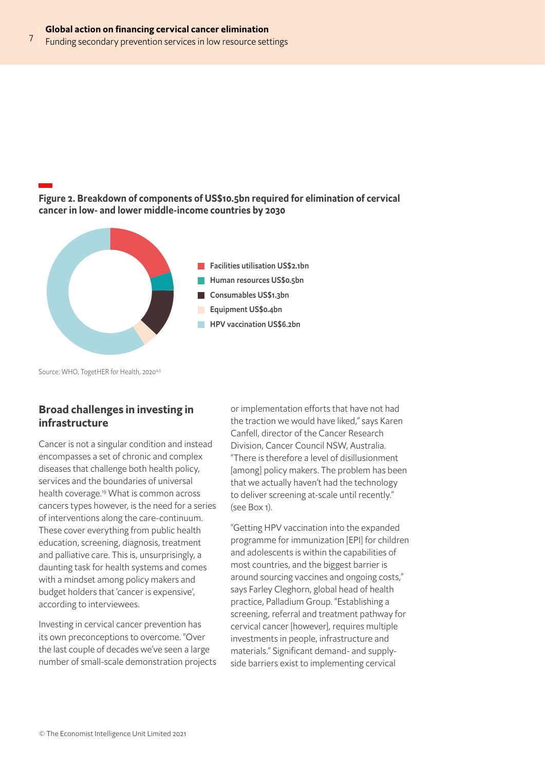**Figure 2. Breakdown of components of US$10.5bn required for elimination of cervical cancer in low- and lower middle-income countries by 2030**

- Facilities utilisation US$2.1bn
- Human resources US$0.5bn
- Consumables US$1.3bn
- Equipment US$0.4bn
- HPV vaccination US$6.2bn

Source: WHO, TogetHER for Health, 2020[4,5]

## Broad challenges in investing in infrastructure

Cancer is not a singular condition and instead encompasses a set of chronic and complex diseases that challenge both health policy, services and the boundaries of universal health coverage.[19] What is common across cancers types however, is the need for a series of interventions along the care-continuum. These cover everything from public health education, screening, diagnosis, treatment and palliative care. This is, unsurprisingly, a daunting task for health systems and comes with a mindset among policy makers and budget holders that 'cancer is expensive', according to interviewees.

Investing in cervical cancer prevention has its own preconceptions to overcome. "Over the last couple of decades we've seen a large number of small-scale demonstration projects or implementation efforts that have not had the traction we would have liked," says Karen Canfell, director of the Cancer Research Division, Cancer Council NSW, Australia. "There is therefore a level of disillusionment [among] policy makers. The problem has been that we actually haven't had the technology to deliver screening at-scale until recently." (see Box 1).

"Getting HPV vaccination into the expanded programme for immunization [EPI] for children and adolescents is within the capabilities of most countries, and the biggest barrier is around sourcing vaccines and ongoing costs," says Farley Cleghorn, global head of health practice, Palladium Group. "Establishing a screening, referral and treatment pathway for cervical cancer [however], requires multiple investments in people, infrastructure and materials." Significant demand- and supply-side barriers exist to implementing cervical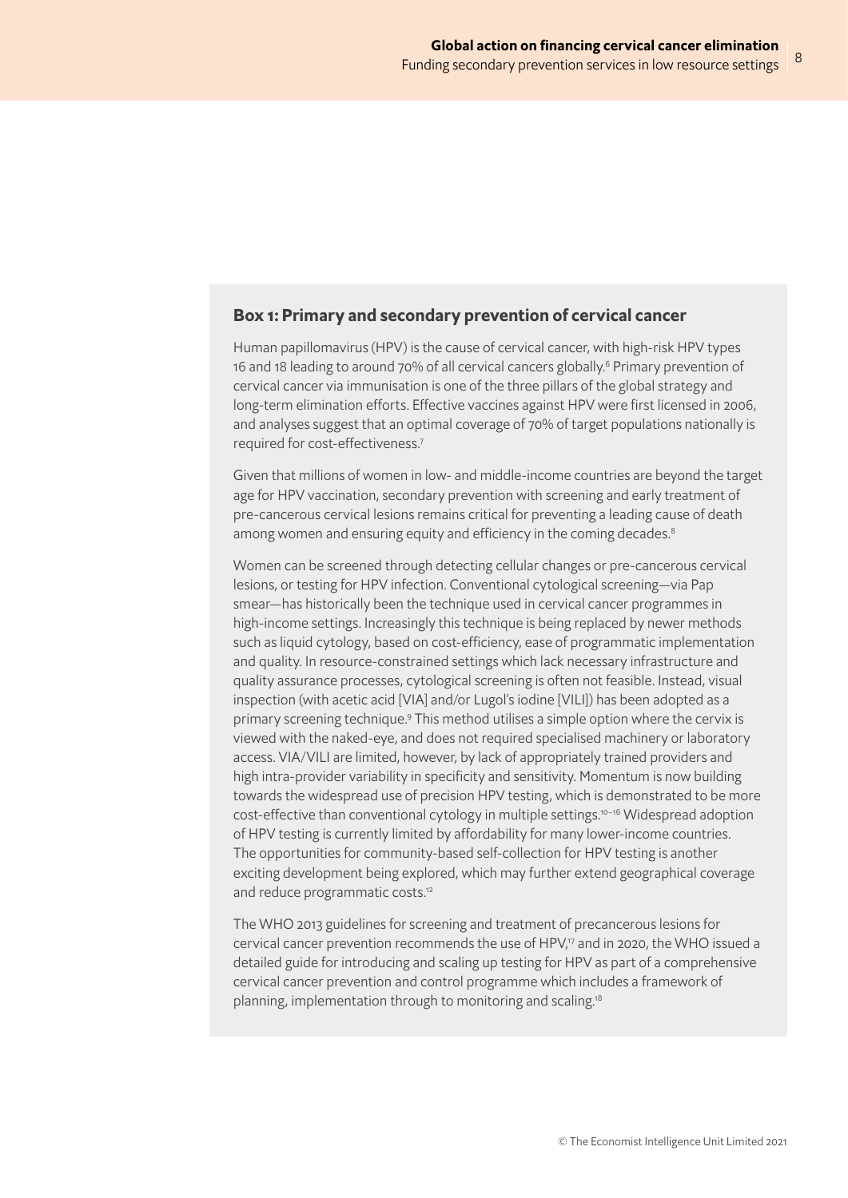### Box 1: Primary and secondary prevention of cervical cancer

Human papillomavirus (HPV) is the cause of cervical cancer, with high-risk HPV types 16 and 18 leading to around 70% of all cervical cancers globally.[6] Primary prevention of cervical cancer via immunisation is one of the three pillars of the global strategy and long-term elimination efforts. Effective vaccines against HPV were first licensed in 2006, and analyses suggest that an optimal coverage of 70% of target populations nationally is required for cost-effectiveness.[7]

Given that millions of women in low- and middle-income countries are beyond the target age for HPV vaccination, secondary prevention with screening and early treatment of pre-cancerous cervical lesions remains critical for preventing a leading cause of death among women and ensuring equity and efficiency in the coming decades.[8]

Women can be screened through detecting cellular changes or pre-cancerous cervical lesions, or testing for HPV infection. Conventional cytological screening—via Pap smear—has historically been the technique used in cervical cancer programmes in high-income settings. Increasingly this technique is being replaced by newer methods such as liquid cytology, based on cost-efficiency, ease of programmatic implementation and quality. In resource-constrained settings which lack necessary infrastructure and quality assurance processes, cytological screening is often not feasible. Instead, visual inspection (with acetic acid [VIA] and/or Lugol's iodine [VILI]) has been adopted as a primary screening technique.[9] This method utilises a simple option where the cervix is viewed with the naked-eye, and does not required specialised machinery or laboratory access. VIA/VILI are limited, however, by lack of appropriately trained providers and high intra-provider variability in specificity and sensitivity. Momentum is now building towards the widespread use of precision HPV testing, which is demonstrated to be more cost-effective than conventional cytology in multiple settings.[10–16] Widespread adoption of HPV testing is currently limited by affordability for many lower-income countries. The opportunities for community-based self-collection for HPV testing is another exciting development being explored, which may further extend geographical coverage and reduce programmatic costs.[12]

The WHO 2013 guidelines for screening and treatment of precancerous lesions for cervical cancer prevention recommends the use of HPV,[17] and in 2020, the WHO issued a detailed guide for introducing and scaling up testing for HPV as part of a comprehensive cervical cancer prevention and control programme which includes a framework of planning, implementation through to monitoring and scaling.[18]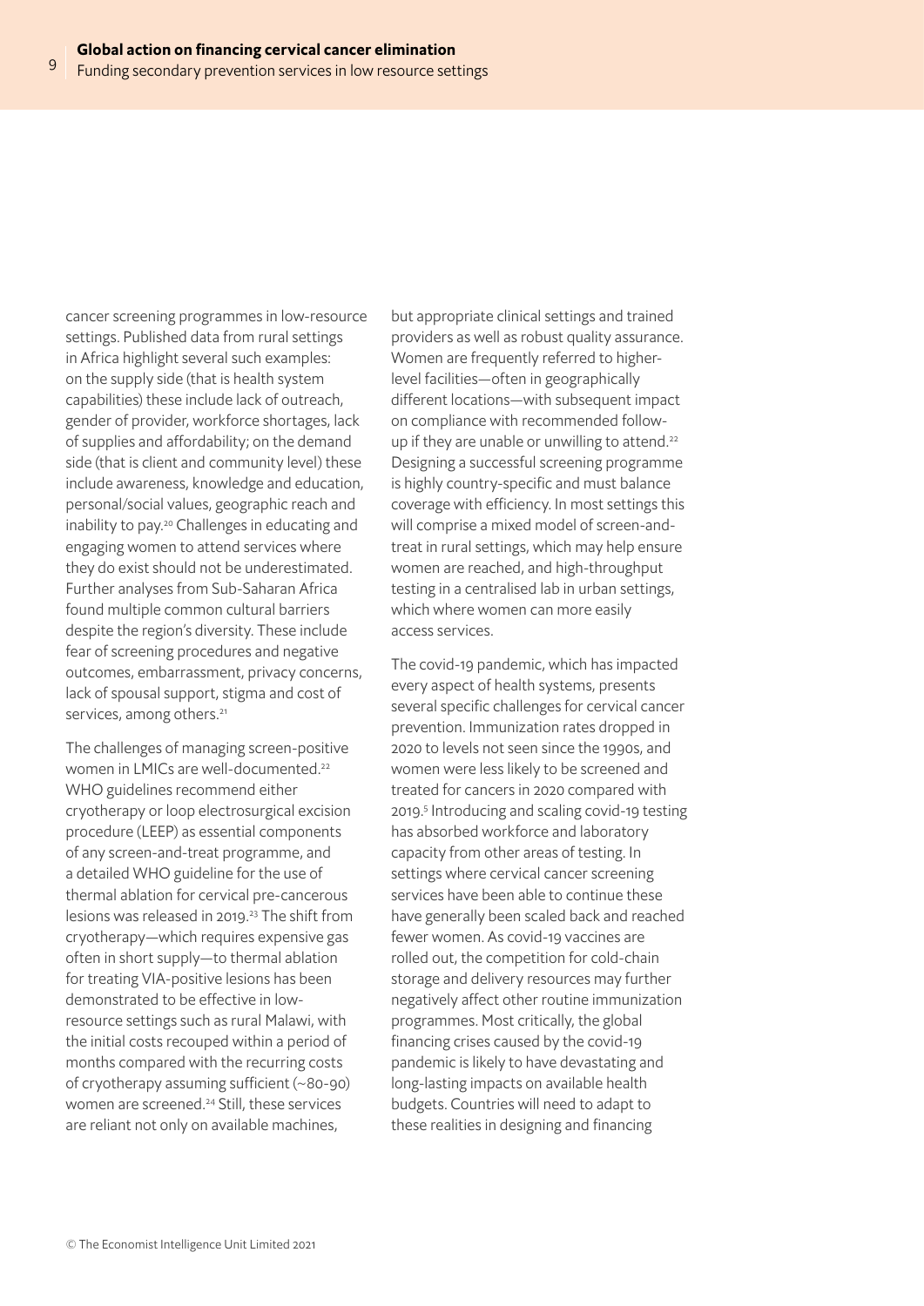cancer screening programmes in low-resource settings. Published data from rural settings in Africa highlight several such examples: on the supply side (that is health system capabilities) these include lack of outreach, gender of provider, workforce shortages, lack of supplies and affordability; on the demand side (that is client and community level) these include awareness, knowledge and education, personal/social values, geographic reach and inability to pay.[20] Challenges in educating and engaging women to attend services where they do exist should not be underestimated. Further analyses from Sub-Saharan Africa found multiple common cultural barriers despite the region's diversity. These include fear of screening procedures and negative outcomes, embarrassment, privacy concerns, lack of spousal support, stigma and cost of services, among others.[21]

The challenges of managing screen-positive women in LMICs are well-documented.[22] WHO guidelines recommend either cryotherapy or loop electrosurgical excision procedure (LEEP) as essential components of any screen-and-treat programme, and a detailed WHO guideline for the use of thermal ablation for cervical pre-cancerous lesions was released in 2019.[23] The shift from cryotherapy—which requires expensive gas often in short supply—to thermal ablation for treating VIA-positive lesions has been demonstrated to be effective in low-resource settings such as rural Malawi, with the initial costs recouped within a period of months compared with the recurring costs of cryotherapy assuming sufficient (~80-90) women are screened.[24] Still, these services are reliant not only on available machines, but appropriate clinical settings and trained providers as well as robust quality assurance. Women are frequently referred to higher-level facilities—often in geographically different locations—with subsequent impact on compliance with recommended follow-up if they are unable or unwilling to attend.[22] Designing a successful screening programme is highly country-specific and must balance coverage with efficiency. In most settings this will comprise a mixed model of screen-and-treat in rural settings, which may help ensure women are reached, and high-throughput testing in a centralised lab in urban settings, which where women can more easily access services.

The covid-19 pandemic, which has impacted every aspect of health systems, presents several specific challenges for cervical cancer prevention. Immunization rates dropped in 2020 to levels not seen since the 1990s, and women were less likely to be screened and treated for cancers in 2020 compared with 2019.[5] Introducing and scaling covid-19 testing has absorbed workforce and laboratory capacity from other areas of testing. In settings where cervical cancer screening services have been able to continue these have generally been scaled back and reached fewer women. As covid-19 vaccines are rolled out, the competition for cold-chain storage and delivery resources may further negatively affect other routine immunization programmes. Most critically, the global financing crises caused by the covid-19 pandemic is likely to have devastating and long-lasting impacts on available health budgets. Countries will need to adapt to these realities in designing and financing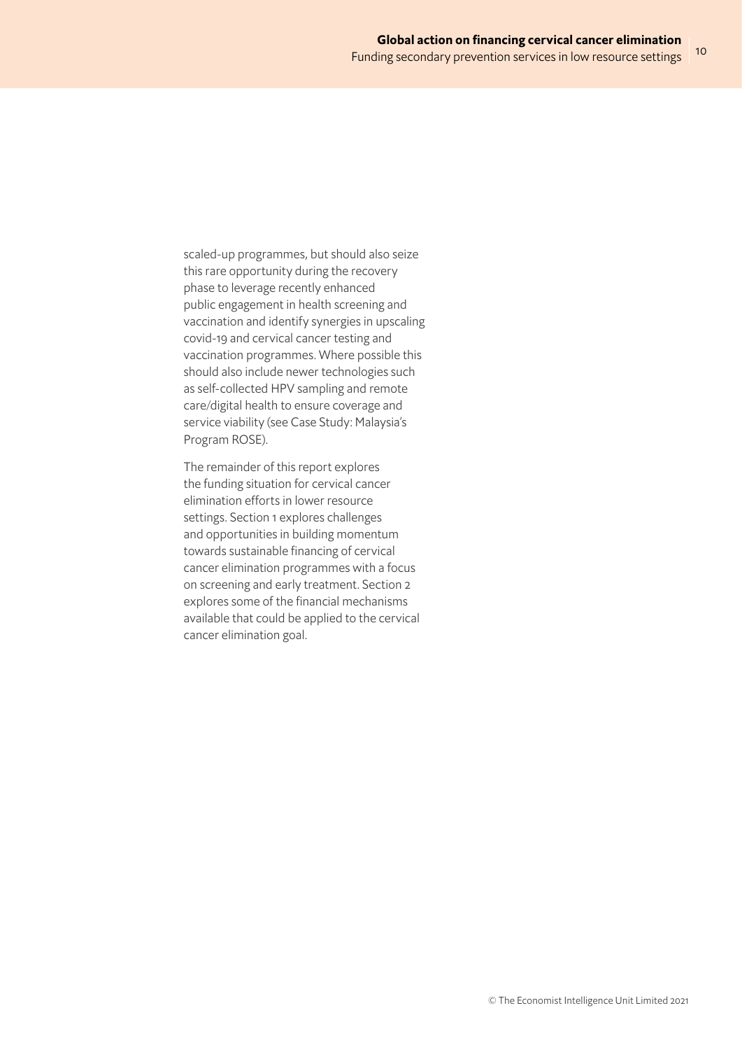scaled-up programmes, but should also seize this rare opportunity during the recovery phase to leverage recently enhanced public engagement in health screening and vaccination and identify synergies in upscaling covid-19 and cervical cancer testing and vaccination programmes. Where possible this should also include newer technologies such as self-collected HPV sampling and remote care/digital health to ensure coverage and service viability (see Case Study: Malaysia's Program ROSE).

The remainder of this report explores the funding situation for cervical cancer elimination efforts in lower resource settings. Section 1 explores challenges and opportunities in building momentum towards sustainable financing of cervical cancer elimination programmes with a focus on screening and early treatment. Section 2 explores some of the financial mechanisms available that could be applied to the cervical cancer elimination goal.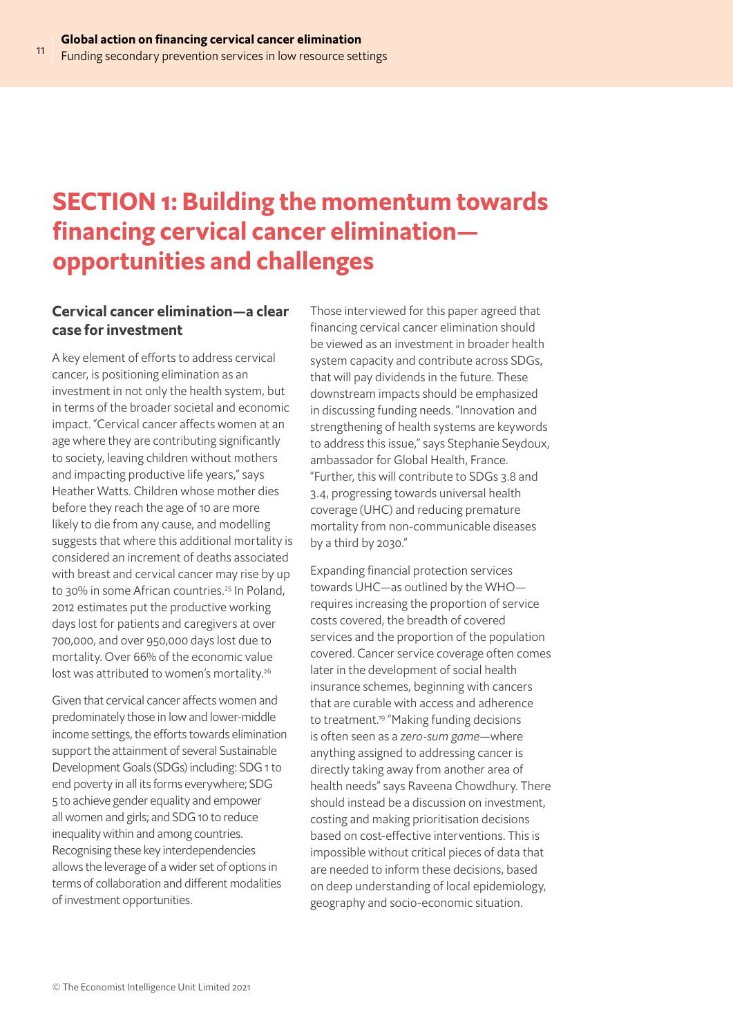# SECTION 1: Building the momentum towards financing cervical cancer elimination—opportunities and challenges

## Cervical cancer elimination—a clear case for investment

A key element of efforts to address cervical cancer, is positioning elimination as an investment in not only the health system, but in terms of the broader societal and economic impact. "Cervical cancer affects women at an age where they are contributing significantly to society, leaving children without mothers and impacting productive life years," says Heather Watts. Children whose mother dies before they reach the age of 10 are more likely to die from any cause, and modelling suggests that where this additional mortality is considered an increment of deaths associated with breast and cervical cancer may rise by up to 30% in some African countries.[25] In Poland, 2012 estimates put the productive working days lost for patients and caregivers at over 700,000, and over 950,000 days lost due to mortality. Over 66% of the economic value lost was attributed to women's mortality.[26]

Given that cervical cancer affects women and predominately those in low and lower-middle income settings, the efforts towards elimination support the attainment of several Sustainable Development Goals (SDGs) including: SDG 1 to end poverty in all its forms everywhere; SDG 5 to achieve gender equality and empower all women and girls; and SDG 10 to reduce inequality within and among countries. Recognising these key interdependencies allows the leverage of a wider set of options in terms of collaboration and different modalities of investment opportunities.

Those interviewed for this paper agreed that financing cervical cancer elimination should be viewed as an investment in broader health system capacity and contribute across SDGs, that will pay dividends in the future. These downstream impacts should be emphasized in discussing funding needs. "Innovation and strengthening of health systems are keywords to address this issue," says Stephanie Seydoux, ambassador for Global Health, France. "Further, this will contribute to SDGs 3.8 and 3.4, progressing towards universal health coverage (UHC) and reducing premature mortality from non-communicable diseases by a third by 2030."

Expanding financial protection services towards UHC—as outlined by the WHO—requires increasing the proportion of service costs covered, the breadth of covered services and the proportion of the population covered. Cancer service coverage often comes later in the development of social health insurance schemes, beginning with cancers that are curable with access and adherence to treatment.[19] "Making funding decisions is often seen as a *zero-sum game*—where anything assigned to addressing cancer is directly taking away from another area of health needs" says Raveena Chowdhury. There should instead be a discussion on investment, costing and making prioritisation decisions based on cost-effective interventions. This is impossible without critical pieces of data that are needed to inform these decisions, based on deep understanding of local epidemiology, geography and socio-economic situation.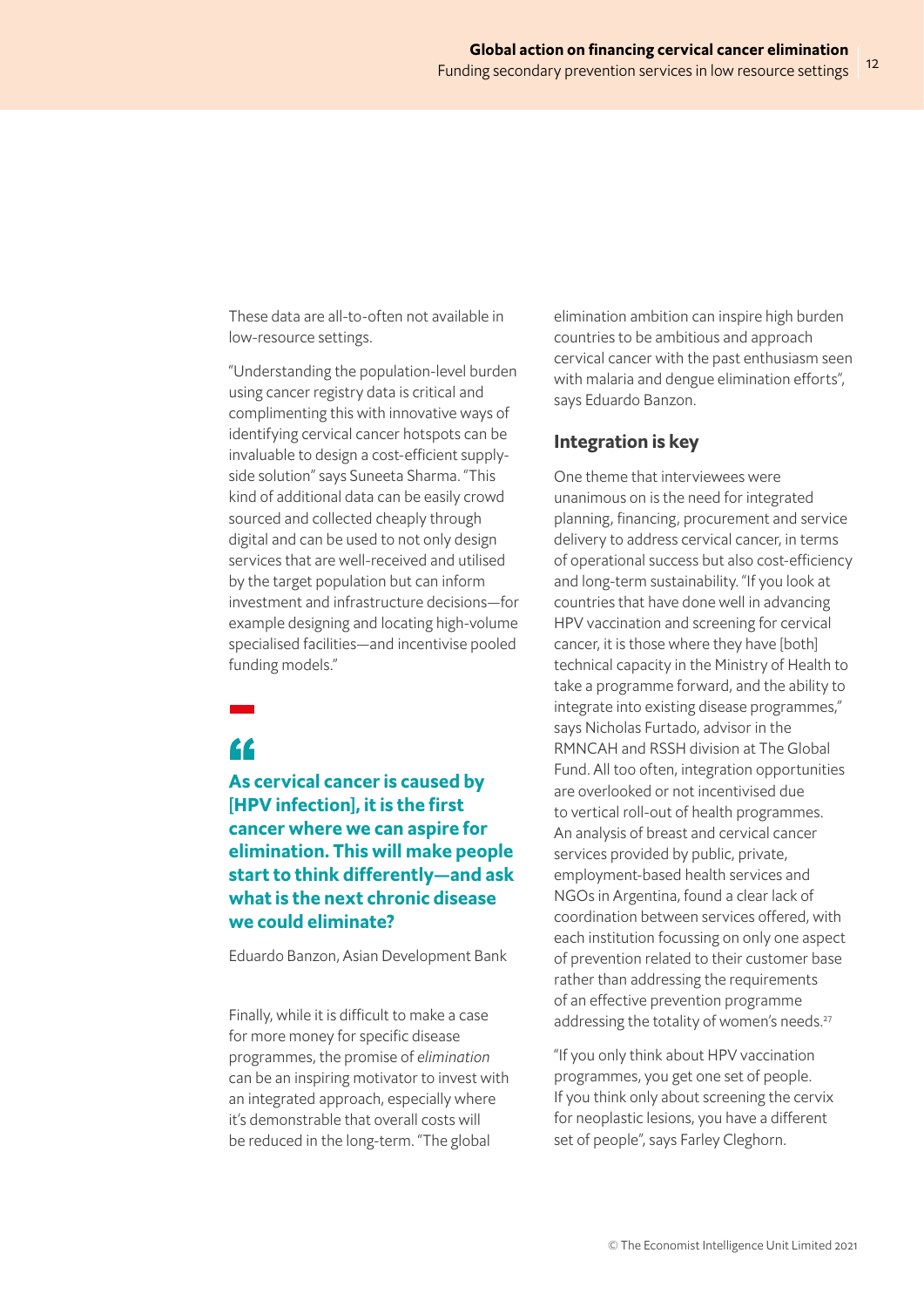These data are all-to-often not available in low-resource settings.

"Understanding the population-level burden using cancer registry data is critical and complimenting this with innovative ways of identifying cervical cancer hotspots can be invaluable to design a cost-efficient supply-side solution" says Suneeta Sharma. "This kind of additional data can be easily crowd sourced and collected cheaply through digital and can be used to not only design services that are well-received and utilised by the target population but can inform investment and infrastructure decisions—for example designing and locating high-volume specialised facilities—and incentivise pooled funding models."

> **"As cervical cancer is caused by [HPV infection], it is the first cancer where we can aspire for elimination. This will make people start to think differently—and ask what is the next chronic disease we could eliminate?**
>
> Eduardo Banzon, Asian Development Bank

Finally, while it is difficult to make a case for more money for specific disease programmes, the promise of *elimination* can be an inspiring motivator to invest with an integrated approach, especially where it's demonstrable that overall costs will be reduced in the long-term. "The global elimination ambition can inspire high burden countries to be ambitious and approach cervical cancer with the past enthusiasm seen with malaria and dengue elimination efforts", says Eduardo Banzon.

## Integration is key

One theme that interviewees were unanimous on is the need for integrated planning, financing, procurement and service delivery to address cervical cancer, in terms of operational success but also cost-efficiency and long-term sustainability. "If you look at countries that have done well in advancing HPV vaccination and screening for cervical cancer, it is those where they have [both] technical capacity in the Ministry of Health to take a programme forward, and the ability to integrate into existing disease programmes," says Nicholas Furtado, advisor in the RMNCAH and RSSH division at The Global Fund. All too often, integration opportunities are overlooked or not incentivised due to vertical roll-out of health programmes. An analysis of breast and cervical cancer services provided by public, private, employment-based health services and NGOs in Argentina, found a clear lack of coordination between services offered, with each institution focussing on only one aspect of prevention related to their customer base rather than addressing the requirements of an effective prevention programme addressing the totality of women's needs.[27]

"If you only think about HPV vaccination programmes, you get one set of people. If you think only about screening the cervix for neoplastic lesions, you have a different set of people", says Farley Cleghorn.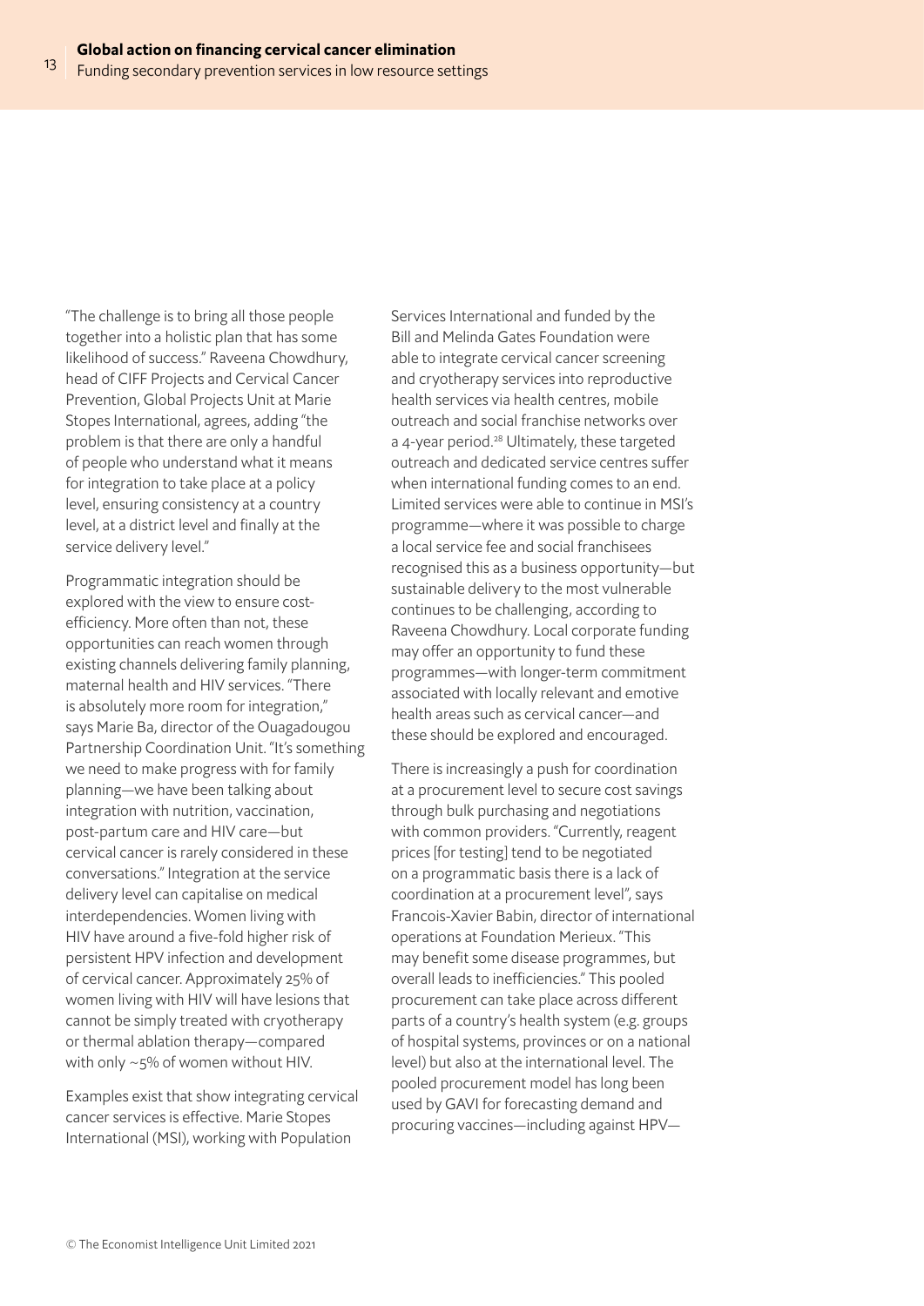"The challenge is to bring all those people together into a holistic plan that has some likelihood of success." Raveena Chowdhury, head of CIFF Projects and Cervical Cancer Prevention, Global Projects Unit at Marie Stopes International, agrees, adding "the problem is that there are only a handful of people who understand what it means for integration to take place at a policy level, ensuring consistency at a country level, at a district level and finally at the service delivery level."

Programmatic integration should be explored with the view to ensure cost-efficiency. More often than not, these opportunities can reach women through existing channels delivering family planning, maternal health and HIV services. "There is absolutely more room for integration," says Marie Ba, director of the Ouagadougou Partnership Coordination Unit. "It's something we need to make progress with for family planning—we have been talking about integration with nutrition, vaccination, post-partum care and HIV care—but cervical cancer is rarely considered in these conversations." Integration at the service delivery level can capitalise on medical interdependencies. Women living with HIV have around a five-fold higher risk of persistent HPV infection and development of cervical cancer. Approximately 25% of women living with HIV will have lesions that cannot be simply treated with cryotherapy or thermal ablation therapy—compared with only ~5% of women without HIV.

Examples exist that show integrating cervical cancer services is effective. Marie Stopes International (MSI), working with Population Services International and funded by the Bill and Melinda Gates Foundation were able to integrate cervical cancer screening and cryotherapy services into reproductive health services via health centres, mobile outreach and social franchise networks over a 4-year period.[28] Ultimately, these targeted outreach and dedicated service centres suffer when international funding comes to an end. Limited services were able to continue in MSI's programme—where it was possible to charge a local service fee and social franchisees recognised this as a business opportunity—but sustainable delivery to the most vulnerable continues to be challenging, according to Raveena Chowdhury. Local corporate funding may offer an opportunity to fund these programmes—with longer-term commitment associated with locally relevant and emotive health areas such as cervical cancer—and these should be explored and encouraged.

There is increasingly a push for coordination at a procurement level to secure cost savings through bulk purchasing and negotiations with common providers. "Currently, reagent prices [for testing] tend to be negotiated on a programmatic basis there is a lack of coordination at a procurement level", says Francois-Xavier Babin, director of international operations at Foundation Merieux. "This may benefit some disease programmes, but overall leads to inefficiencies." This pooled procurement can take place across different parts of a country's health system (e.g. groups of hospital systems, provinces or on a national level) but also at the international level. The pooled procurement model has long been used by GAVI for forecasting demand and procuring vaccines—including against HPV—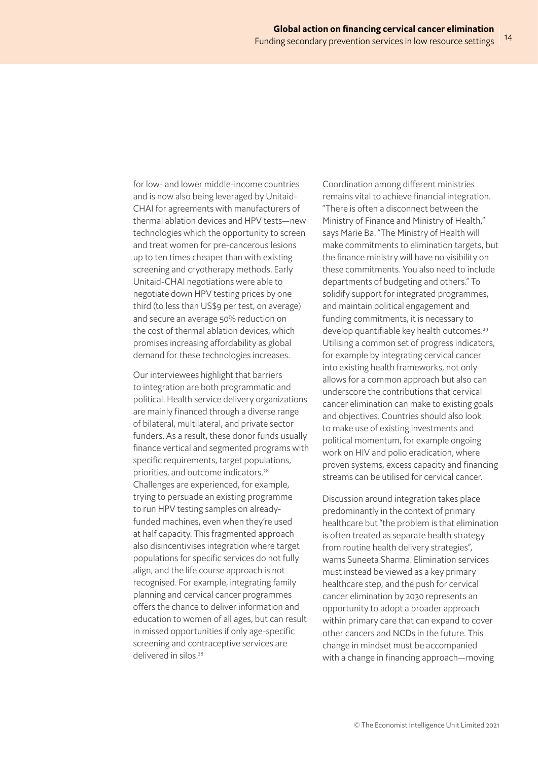for low- and lower middle-income countries and is now also being leveraged by Unitaid-CHAI for agreements with manufacturers of thermal ablation devices and HPV tests—new technologies which the opportunity to screen and treat women for pre-cancerous lesions up to ten times cheaper than with existing screening and cryotherapy methods. Early Unitaid-CHAI negotiations were able to negotiate down HPV testing prices by one third (to less than US$9 per test, on average) and secure an average 50% reduction on the cost of thermal ablation devices, which promises increasing affordability as global demand for these technologies increases.

Our interviewees highlight that barriers to integration are both programmatic and political. Health service delivery organizations are mainly financed through a diverse range of bilateral, multilateral, and private sector funders. As a result, these donor funds usually finance vertical and segmented programs with specific requirements, target populations, priorities, and outcome indicators.[28] Challenges are experienced, for example, trying to persuade an existing programme to run HPV testing samples on already-funded machines, even when they're used at half capacity. This fragmented approach also disincentivises integration where target populations for specific services do not fully align, and the life course approach is not recognised. For example, integrating family planning and cervical cancer programmes offers the chance to deliver information and education to women of all ages, but can result in missed opportunities if only age-specific screening and contraceptive services are delivered in silos.[28]

Coordination among different ministries remains vital to achieve financial integration. "There is often a disconnect between the Ministry of Finance and Ministry of Health," says Marie Ba. "The Ministry of Health will make commitments to elimination targets, but the finance ministry will have no visibility on these commitments. You also need to include departments of budgeting and others." To solidify support for integrated programmes, and maintain political engagement and funding commitments, it is necessary to develop quantifiable key health outcomes.[29] Utilising a common set of progress indicators, for example by integrating cervical cancer into existing health frameworks, not only allows for a common approach but also can underscore the contributions that cervical cancer elimination can make to existing goals and objectives. Countries should also look to make use of existing investments and political momentum, for example ongoing work on HIV and polio eradication, where proven systems, excess capacity and financing streams can be utilised for cervical cancer.

Discussion around integration takes place predominantly in the context of primary healthcare but "the problem is that elimination is often treated as separate health strategy from routine health delivery strategies", warns Suneeta Sharma. Elimination services must instead be viewed as a key primary healthcare step, and the push for cervical cancer elimination by 2030 represents an opportunity to adopt a broader approach within primary care that can expand to cover other cancers and NCDs in the future. This change in mindset must be accompanied with a change in financing approach—moving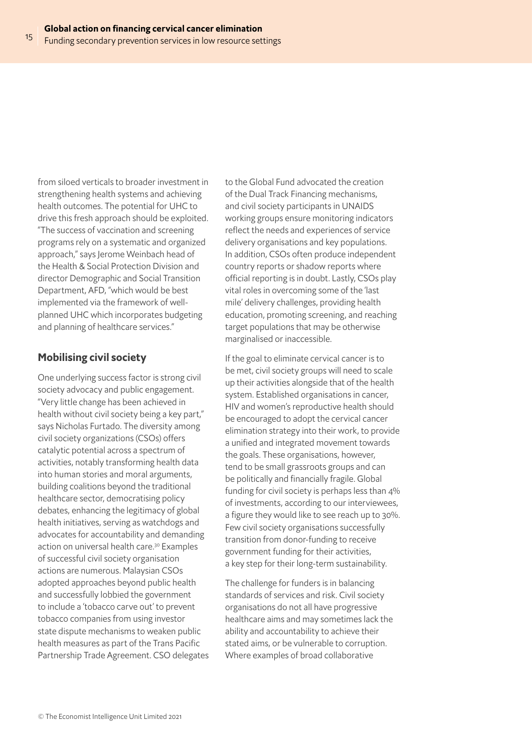from siloed verticals to broader investment in strengthening health systems and achieving health outcomes. The potential for UHC to drive this fresh approach should be exploited. "The success of vaccination and screening programs rely on a systematic and organized approach," says Jerome Weinbach head of the Health & Social Protection Division and director Demographic and Social Transition Department, AFD, "which would be best implemented via the framework of well-planned UHC which incorporates budgeting and planning of healthcare services."

## Mobilising civil society

One underlying success factor is strong civil society advocacy and public engagement. "Very little change has been achieved in health without civil society being a key part," says Nicholas Furtado. The diversity among civil society organizations (CSOs) offers catalytic potential across a spectrum of activities, notably transforming health data into human stories and moral arguments, building coalitions beyond the traditional healthcare sector, democratising policy debates, enhancing the legitimacy of global health initiatives, serving as watchdogs and advocates for accountability and demanding action on universal health care.[30] Examples of successful civil society organisation actions are numerous. Malaysian CSOs adopted approaches beyond public health and successfully lobbied the government to include a 'tobacco carve out' to prevent tobacco companies from using investor state dispute mechanisms to weaken public health measures as part of the Trans Pacific Partnership Trade Agreement. CSO delegates to the Global Fund advocated the creation of the Dual Track Financing mechanisms, and civil society participants in UNAIDS working groups ensure monitoring indicators reflect the needs and experiences of service delivery organisations and key populations. In addition, CSOs often produce independent country reports or shadow reports where official reporting is in doubt. Lastly, CSOs play vital roles in overcoming some of the 'last mile' delivery challenges, providing health education, promoting screening, and reaching target populations that may be otherwise marginalised or inaccessible.

If the goal to eliminate cervical cancer is to be met, civil society groups will need to scale up their activities alongside that of the health system. Established organisations in cancer, HIV and women's reproductive health should be encouraged to adopt the cervical cancer elimination strategy into their work, to provide a unified and integrated movement towards the goals. These organisations, however, tend to be small grassroots groups and can be politically and financially fragile. Global funding for civil society is perhaps less than 4% of investments, according to our interviewees, a figure they would like to see reach up to 30%. Few civil society organisations successfully transition from donor-funding to receive government funding for their activities, a key step for their long-term sustainability.

The challenge for funders is in balancing standards of services and risk. Civil society organisations do not all have progressive healthcare aims and may sometimes lack the ability and accountability to achieve their stated aims, or be vulnerable to corruption. Where examples of broad collaborative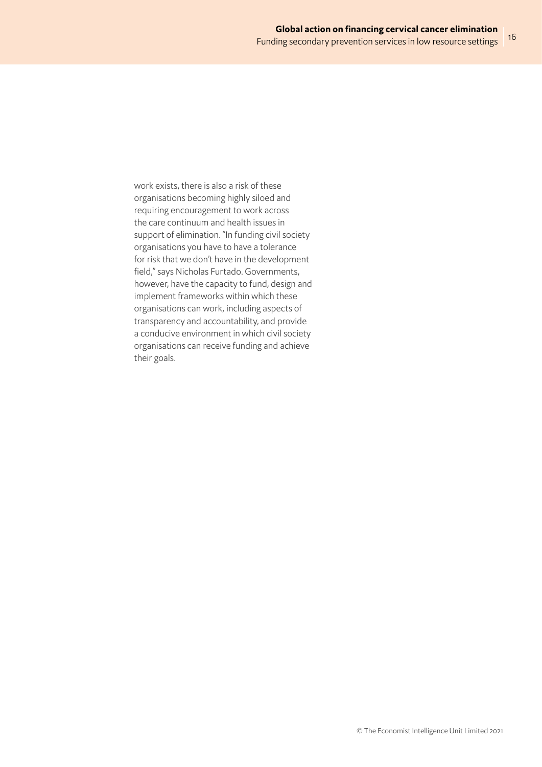work exists, there is also a risk of these organisations becoming highly siloed and requiring encouragement to work across the care continuum and health issues in support of elimination. "In funding civil society organisations you have to have a tolerance for risk that we don't have in the development field," says Nicholas Furtado. Governments, however, have the capacity to fund, design and implement frameworks within which these organisations can work, including aspects of transparency and accountability, and provide a conducive environment in which civil society organisations can receive funding and achieve their goals.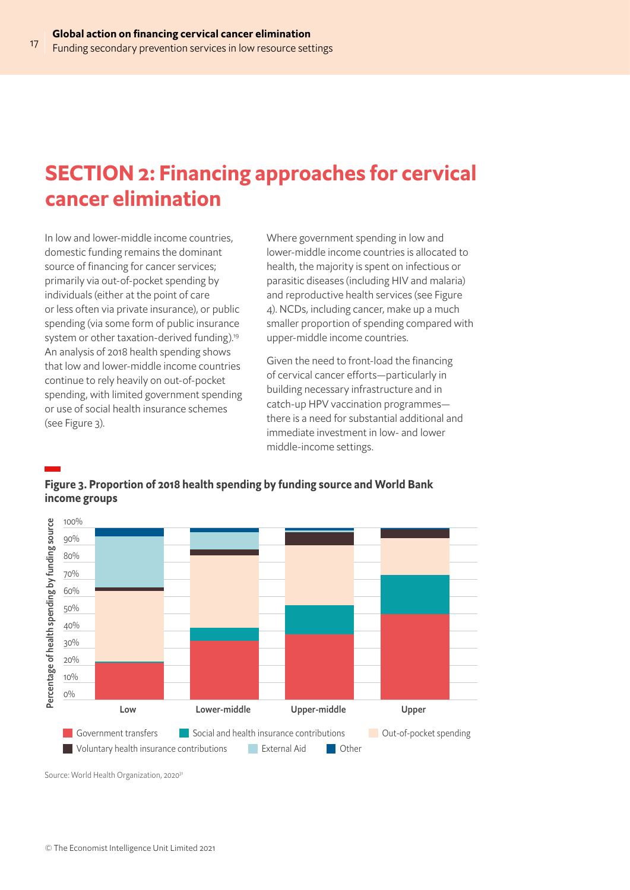# SECTION 2: Financing approaches for cervical cancer elimination

In low and lower-middle income countries, domestic funding remains the dominant source of financing for cancer services; primarily via out-of-pocket spending by individuals (either at the point of care or less often via private insurance), or public spending (via some form of public insurance system or other taxation-derived funding).[19] An analysis of 2018 health spending shows that low and lower-middle income countries continue to rely heavily on out-of-pocket spending, with limited government spending or use of social health insurance schemes (see Figure 3).

Where government spending in low and lower-middle income countries is allocated to health, the majority is spent on infectious or parasitic diseases (including HIV and malaria) and reproductive health services (see Figure 4). NCDs, including cancer, make up a much smaller proportion of spending compared with upper-middle income countries.

Given the need to front-load the financing of cervical cancer efforts—particularly in building necessary infrastructure and in catch-up HPV vaccination programmes—there is a need for substantial additional and immediate investment in low- and lower middle-income settings.

**Figure 3. Proportion of 2018 health spending by funding source and World Bank income groups**

Source: World Health Organization, 2020[31]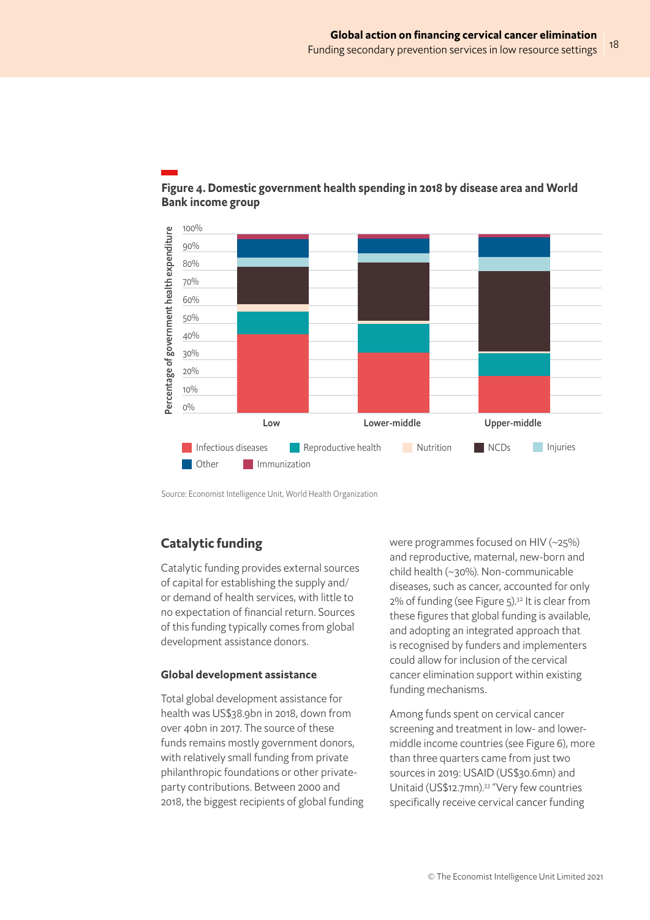**Figure 4. Domestic government health spending in 2018 by disease area and World Bank income group**

Source: Economist Intelligence Unit, World Health Organization

## Catalytic funding

Catalytic funding provides external sources of capital for establishing the supply and/or demand of health services, with little to no expectation of financial return. Sources of this funding typically comes from global development assistance donors.

### Global development assistance

Total global development assistance for health was US$38.9bn in 2018, down from over 40bn in 2017. The source of these funds remains mostly government donors, with relatively small funding from private philanthropic foundations or other private-party contributions. Between 2000 and 2018, the biggest recipients of global funding were programmes focused on HIV (~25%) and reproductive, maternal, new-born and child health (~30%). Non-communicable diseases, such as cancer, accounted for only 2% of funding (see Figure 5).[32] It is clear from these figures that global funding is available, and adopting an integrated approach that is recognised by funders and implementers could allow for inclusion of the cervical cancer elimination support within existing funding mechanisms.

Among funds spent on cervical cancer screening and treatment in low- and lower-middle income countries (see Figure 6), more than three quarters came from just two sources in 2019: USAID (US$30.6mn) and Unitaid (US$12.7mn).[33] "Very few countries specifically receive cervical cancer funding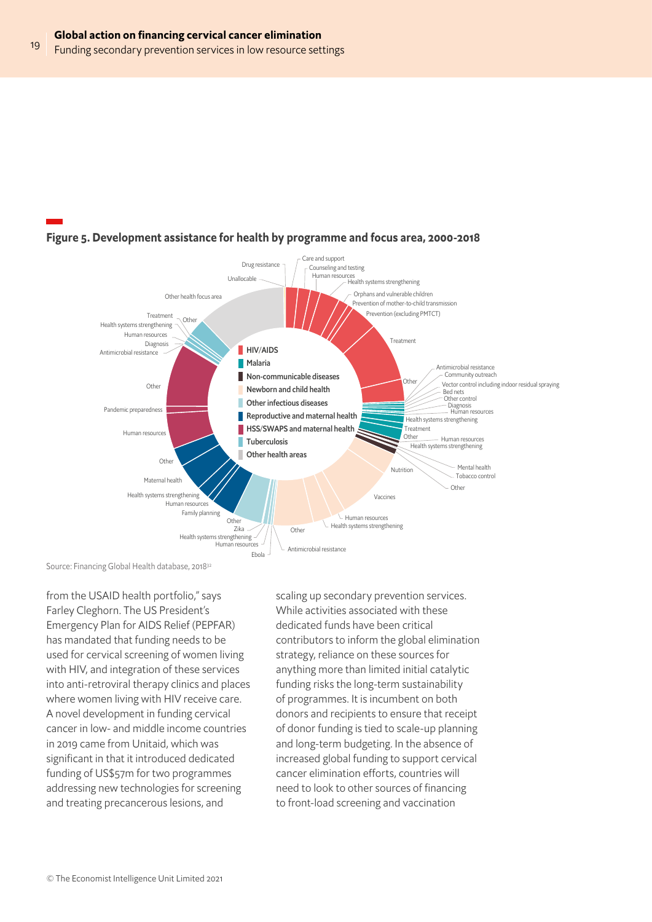**Figure 5. Development assistance for health by programme and focus area, 2000-2018**

Source: Financing Global Health database, 2018[32]

from the USAID health portfolio," says Farley Cleghorn. The US President's Emergency Plan for AIDS Relief (PEPFAR) has mandated that funding needs to be used for cervical screening of women living with HIV, and integration of these services into anti-retroviral therapy clinics and places where women living with HIV receive care. A novel development in funding cervical cancer in low- and middle income countries in 2019 came from Unitaid, which was significant in that it introduced dedicated funding of US$57m for two programmes addressing new technologies for screening and treating precancerous lesions, and scaling up secondary prevention services. While activities associated with these dedicated funds have been critical contributors to inform the global elimination strategy, reliance on these sources for anything more than limited initial catalytic funding risks the long-term sustainability of programmes. It is incumbent on both donors and recipients to ensure that receipt of donor funding is tied to scale-up planning and long-term budgeting. In the absence of increased global funding to support cervical cancer elimination efforts, countries will need to look to other sources of financing to front-load screening and vaccination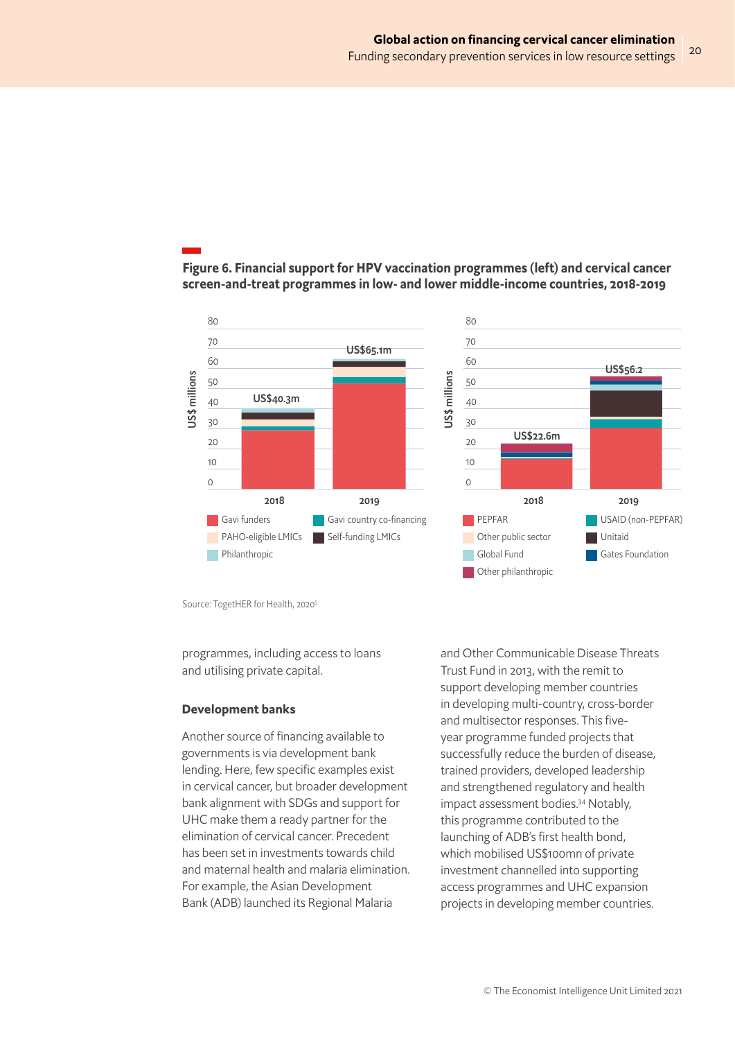**Figure 6. Financial support for HPV vaccination programmes (left) and cervical cancer screen-and-treat programmes in low- and lower middle-income countries, 2018-2019**

Source: TogetHER for Health, 2020[5]

programmes, including access to loans and utilising private capital.

### Development banks

Another source of financing available to governments is via development bank lending. Here, few specific examples exist in cervical cancer, but broader development bank alignment with SDGs and support for UHC make them a ready partner for the elimination of cervical cancer. Precedent has been set in investments towards child and maternal health and malaria elimination. For example, the Asian Development Bank (ADB) launched its Regional Malaria and Other Communicable Disease Threats Trust Fund in 2013, with the remit to support developing member countries in developing multi-country, cross-border and multisector responses. This five-year programme funded projects that successfully reduce the burden of disease, trained providers, developed leadership and strengthened regulatory and health impact assessment bodies.[34] Notably, this programme contributed to the launching of ADB's first health bond, which mobilised US$100mn of private investment channelled into supporting access programmes and UHC expansion projects in developing member countries.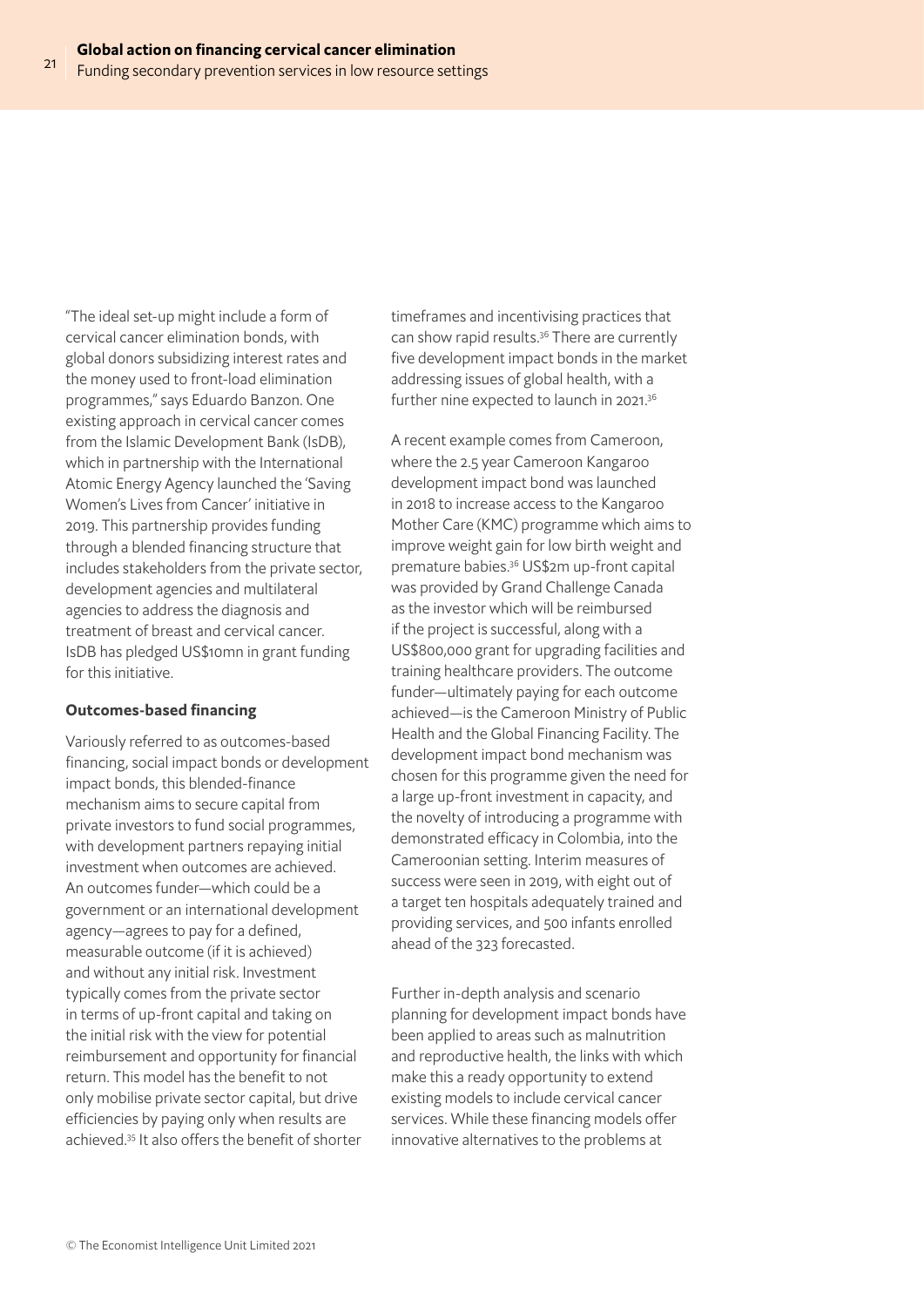"The ideal set-up might include a form of cervical cancer elimination bonds, with global donors subsidizing interest rates and the money used to front-load elimination programmes," says Eduardo Banzon. One existing approach in cervical cancer comes from the Islamic Development Bank (IsDB), which in partnership with the International Atomic Energy Agency launched the 'Saving Women's Lives from Cancer' initiative in 2019. This partnership provides funding through a blended financing structure that includes stakeholders from the private sector, development agencies and multilateral agencies to address the diagnosis and treatment of breast and cervical cancer. IsDB has pledged US$10mn in grant funding for this initiative.

**Outcomes-based financing**

Variously referred to as outcomes-based financing, social impact bonds or development impact bonds, this blended-finance mechanism aims to secure capital from private investors to fund social programmes, with development partners repaying initial investment when outcomes are achieved. An outcomes funder—which could be a government or an international development agency—agrees to pay for a defined, measurable outcome (if it is achieved) and without any initial risk. Investment typically comes from the private sector in terms of up-front capital and taking on the initial risk with the view for potential reimbursement and opportunity for financial return. This model has the benefit to not only mobilise private sector capital, but drive efficiencies by paying only when results are achieved.[35] It also offers the benefit of shorter timeframes and incentivising practices that can show rapid results.[36] There are currently five development impact bonds in the market addressing issues of global health, with a further nine expected to launch in 2021.[36]

A recent example comes from Cameroon, where the 2.5 year Cameroon Kangaroo development impact bond was launched in 2018 to increase access to the Kangaroo Mother Care (KMC) programme which aims to improve weight gain for low birth weight and premature babies.[36] US$2m up-front capital was provided by Grand Challenge Canada as the investor which will be reimbursed if the project is successful, along with a US$800,000 grant for upgrading facilities and training healthcare providers. The outcome funder—ultimately paying for each outcome achieved—is the Cameroon Ministry of Public Health and the Global Financing Facility. The development impact bond mechanism was chosen for this programme given the need for a large up-front investment in capacity, and the novelty of introducing a programme with demonstrated efficacy in Colombia, into the Cameroonian setting. Interim measures of success were seen in 2019, with eight out of a target ten hospitals adequately trained and providing services, and 500 infants enrolled ahead of the 323 forecasted.

Further in-depth analysis and scenario planning for development impact bonds have been applied to areas such as malnutrition and reproductive health, the links with which make this a ready opportunity to extend existing models to include cervical cancer services. While these financing models offer innovative alternatives to the problems at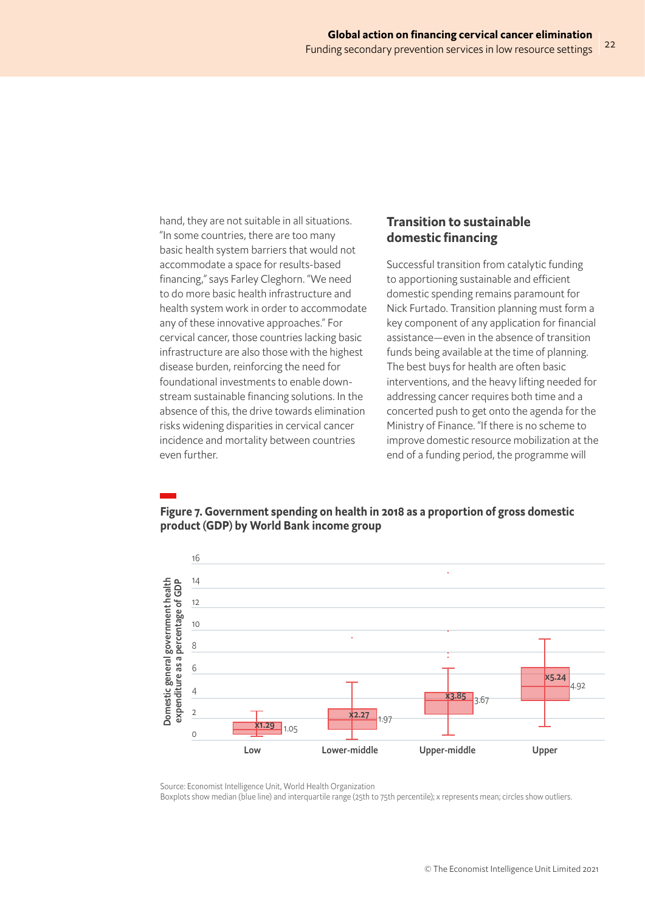hand, they are not suitable in all situations. "In some countries, there are too many basic health system barriers that would not accommodate a space for results-based financing," says Farley Cleghorn. "We need to do more basic health infrastructure and health system work in order to accommodate any of these innovative approaches." For cervical cancer, those countries lacking basic infrastructure are also those with the highest disease burden, reinforcing the need for foundational investments to enable down-stream sustainable financing solutions. In the absence of this, the drive towards elimination risks widening disparities in cervical cancer incidence and mortality between countries even further.

## Transition to sustainable domestic financing

Successful transition from catalytic funding to apportioning sustainable and efficient domestic spending remains paramount for Nick Furtado. Transition planning must form a key component of any application for financial assistance—even in the absence of transition funds being available at the time of planning. The best buys for health are often basic interventions, and the heavy lifting needed for addressing cancer requires both time and a concerted push to get onto the agenda for the Ministry of Finance. "If there is no scheme to improve domestic resource mobilization at the end of a funding period, the programme will

**Figure 7. Government spending on health in 2018 as a proportion of gross domestic product (GDP) by World Bank income group**

| Income group | Mean | Median |
|---|---|---|
| Low | 1.29 | 1.05 |
| Lower-middle | 2.27 | 1.97 |
| Upper-middle | 3.85 | 3.67 |
| Upper | 5.24 | 4.92 |

Y-axis: Domestic general government health expenditure as a percentage of GDP

Source: Economist Intelligence Unit, World Health Organization

Boxplots show median (blue line) and interquartile range (25th to 75th percentile); x represents mean; circles show outliers.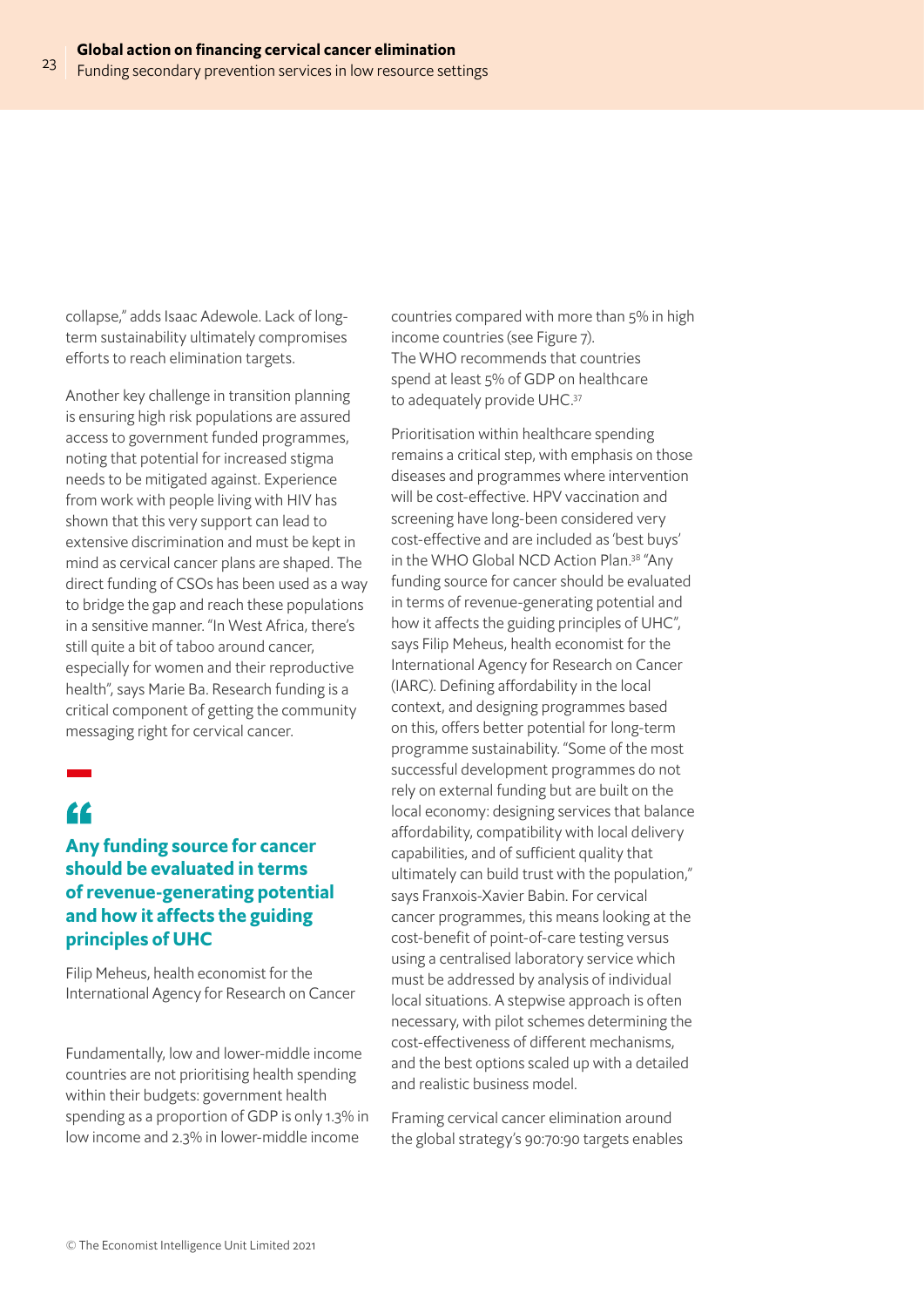collapse," adds Isaac Adewole. Lack of long-term sustainability ultimately compromises efforts to reach elimination targets.

Another key challenge in transition planning is ensuring high risk populations are assured access to government funded programmes, noting that potential for increased stigma needs to be mitigated against. Experience from work with people living with HIV has shown that this very support can lead to extensive discrimination and must be kept in mind as cervical cancer plans are shaped. The direct funding of CSOs has been used as a way to bridge the gap and reach these populations in a sensitive manner. "In West Africa, there's still quite a bit of taboo around cancer, especially for women and their reproductive health", says Marie Ba. Research funding is a critical component of getting the community messaging right for cervical cancer.

> **Any funding source for cancer should be evaluated in terms of revenue-generating potential and how it affects the guiding principles of UHC**
>
> Filip Meheus, health economist for the International Agency for Research on Cancer

Fundamentally, low and lower-middle income countries are not prioritising health spending within their budgets: government health spending as a proportion of GDP is only 1.3% in low income and 2.3% in lower-middle income countries compared with more than 5% in high income countries (see Figure 7). The WHO recommends that countries spend at least 5% of GDP on healthcare to adequately provide UHC.[37]

Prioritisation within healthcare spending remains a critical step, with emphasis on those diseases and programmes where intervention will be cost-effective. HPV vaccination and screening have long-been considered very cost-effective and are included as 'best buys' in the WHO Global NCD Action Plan.[38] "Any funding source for cancer should be evaluated in terms of revenue-generating potential and how it affects the guiding principles of UHC", says Filip Meheus, health economist for the International Agency for Research on Cancer (IARC). Defining affordability in the local context, and designing programmes based on this, offers better potential for long-term programme sustainability. "Some of the most successful development programmes do not rely on external funding but are built on the local economy: designing services that balance affordability, compatibility with local delivery capabilities, and of sufficient quality that ultimately can build trust with the population," says Franxois-Xavier Babin. For cervical cancer programmes, this means looking at the cost-benefit of point-of-care testing versus using a centralised laboratory service which must be addressed by analysis of individual local situations. A stepwise approach is often necessary, with pilot schemes determining the cost-effectiveness of different mechanisms, and the best options scaled up with a detailed and realistic business model.

Framing cervical cancer elimination around the global strategy's 90:70:90 targets enables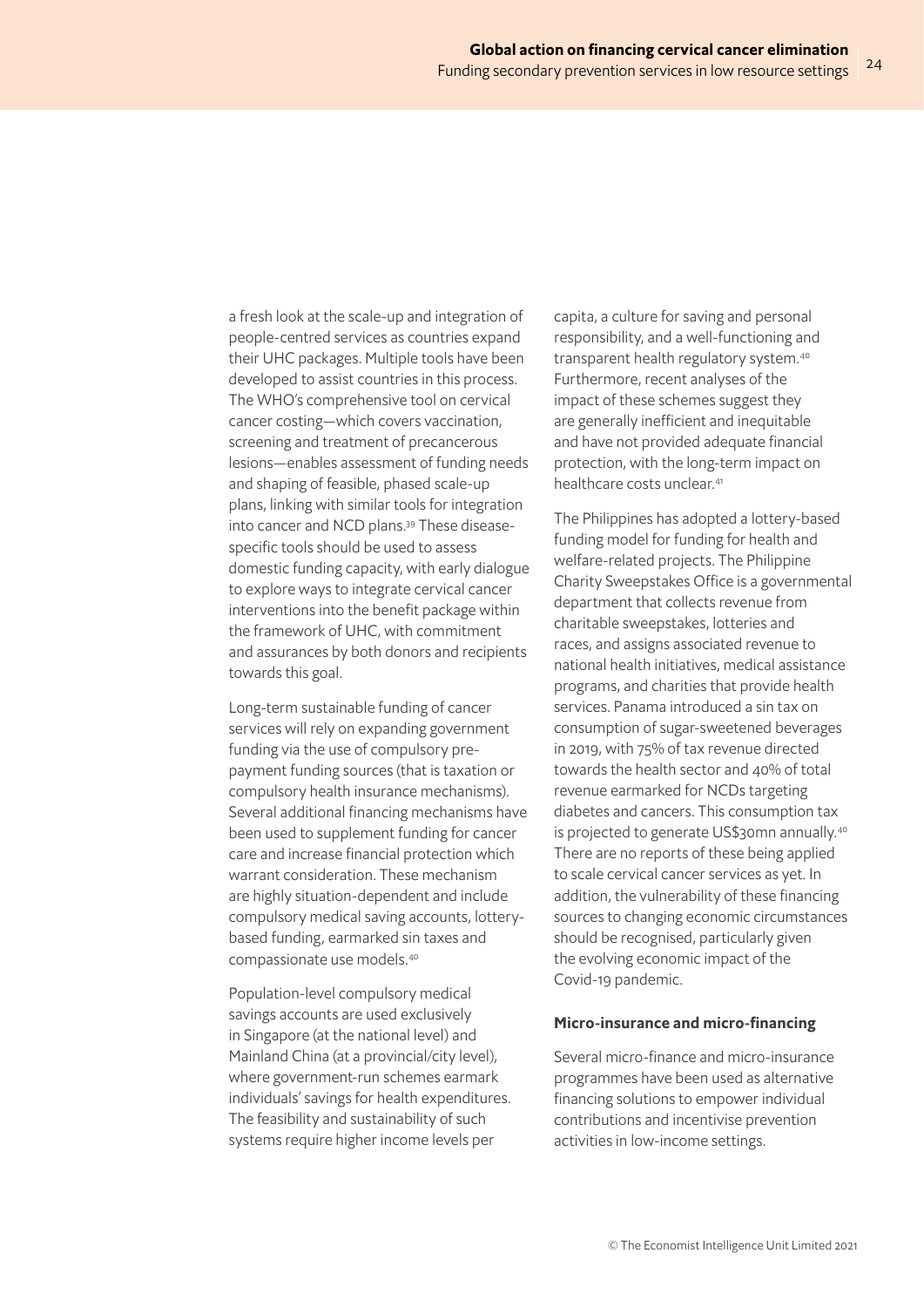a fresh look at the scale-up and integration of people-centred services as countries expand their UHC packages. Multiple tools have been developed to assist countries in this process. The WHO's comprehensive tool on cervical cancer costing—which covers vaccination, screening and treatment of precancerous lesions—enables assessment of funding needs and shaping of feasible, phased scale-up plans, linking with similar tools for integration into cancer and NCD plans.[39] These disease-specific tools should be used to assess domestic funding capacity, with early dialogue to explore ways to integrate cervical cancer interventions into the benefit package within the framework of UHC, with commitment and assurances by both donors and recipients towards this goal.

Long-term sustainable funding of cancer services will rely on expanding government funding via the use of compulsory pre-payment funding sources (that is taxation or compulsory health insurance mechanisms). Several additional financing mechanisms have been used to supplement funding for cancer care and increase financial protection which warrant consideration. These mechanism are highly situation-dependent and include compulsory medical saving accounts, lottery-based funding, earmarked sin taxes and compassionate use models.[40]

Population-level compulsory medical savings accounts are used exclusively in Singapore (at the national level) and Mainland China (at a provincial/city level), where government-run schemes earmark individuals' savings for health expenditures. The feasibility and sustainability of such systems require higher income levels per capita, a culture for saving and personal responsibility, and a well-functioning and transparent health regulatory system.[40] Furthermore, recent analyses of the impact of these schemes suggest they are generally inefficient and inequitable and have not provided adequate financial protection, with the long-term impact on healthcare costs unclear.[41]

The Philippines has adopted a lottery-based funding model for funding for health and welfare-related projects. The Philippine Charity Sweepstakes Office is a governmental department that collects revenue from charitable sweepstakes, lotteries and races, and assigns associated revenue to national health initiatives, medical assistance programs, and charities that provide health services. Panama introduced a sin tax on consumption of sugar-sweetened beverages in 2019, with 75% of tax revenue directed towards the health sector and 40% of total revenue earmarked for NCDs targeting diabetes and cancers. This consumption tax is projected to generate US$30mn annually.[40] There are no reports of these being applied to scale cervical cancer services as yet. In addition, the vulnerability of these financing sources to changing economic circumstances should be recognised, particularly given the evolving economic impact of the Covid-19 pandemic.

### Micro-insurance and micro-financing

Several micro-finance and micro-insurance programmes have been used as alternative financing solutions to empower individual contributions and incentivise prevention activities in low-income settings.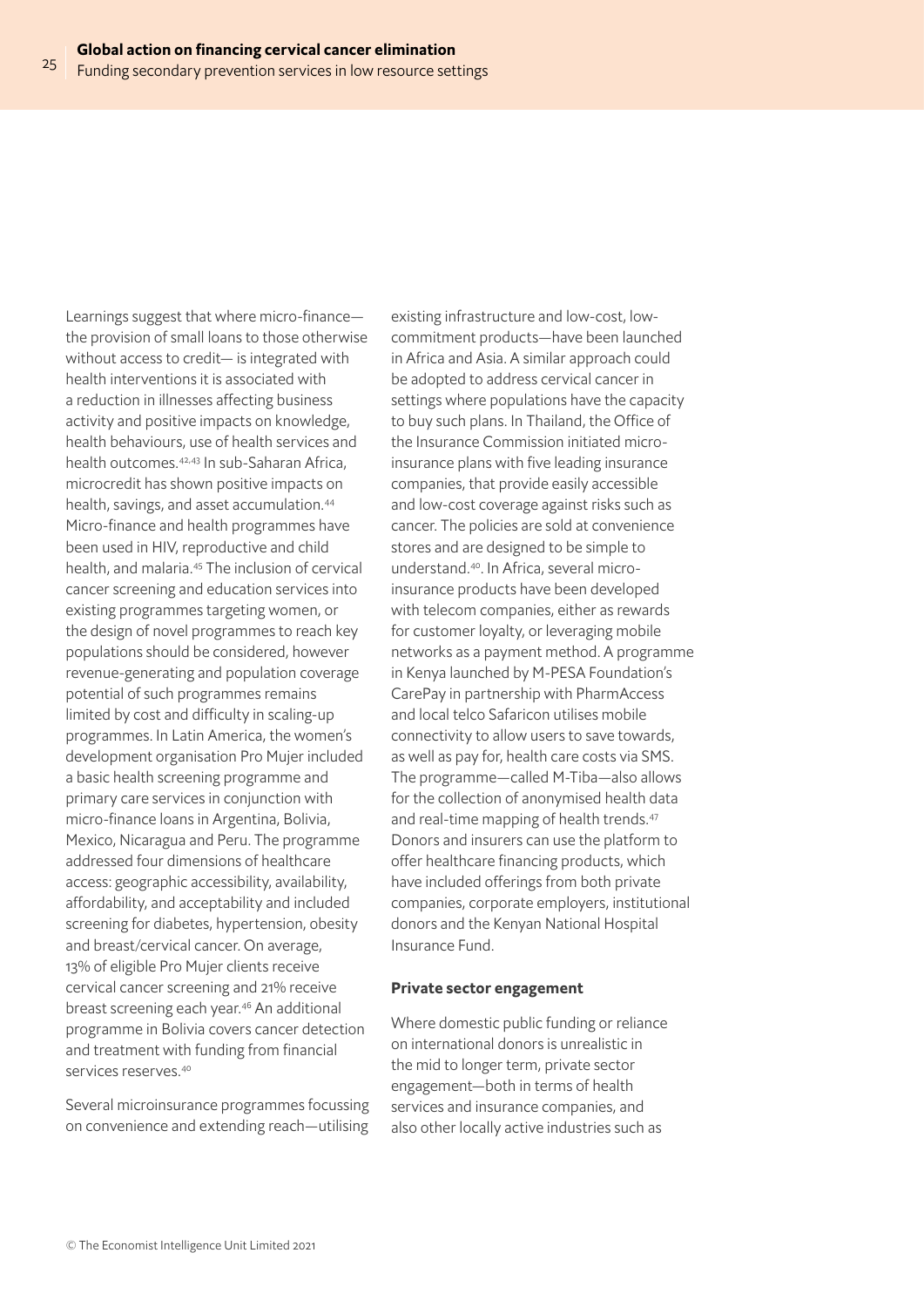Learnings suggest that where micro-finance—the provision of small loans to those otherwise without access to credit— is integrated with health interventions it is associated with a reduction in illnesses affecting business activity and positive impacts on knowledge, health behaviours, use of health services and health outcomes.[42,43] In sub-Saharan Africa, microcredit has shown positive impacts on health, savings, and asset accumulation.[44] Micro-finance and health programmes have been used in HIV, reproductive and child health, and malaria.[45] The inclusion of cervical cancer screening and education services into existing programmes targeting women, or the design of novel programmes to reach key populations should be considered, however revenue-generating and population coverage potential of such programmes remains limited by cost and difficulty in scaling-up programmes. In Latin America, the women's development organisation Pro Mujer included a basic health screening programme and primary care services in conjunction with micro-finance loans in Argentina, Bolivia, Mexico, Nicaragua and Peru. The programme addressed four dimensions of healthcare access: geographic accessibility, availability, affordability, and acceptability and included screening for diabetes, hypertension, obesity and breast/cervical cancer. On average, 13% of eligible Pro Mujer clients receive cervical cancer screening and 21% receive breast screening each year.[46] An additional programme in Bolivia covers cancer detection and treatment with funding from financial services reserves.[40]

Several microinsurance programmes focussing on convenience and extending reach—utilising existing infrastructure and low-cost, low-commitment products—have been launched in Africa and Asia. A similar approach could be adopted to address cervical cancer in settings where populations have the capacity to buy such plans. In Thailand, the Office of the Insurance Commission initiated micro-insurance plans with five leading insurance companies, that provide easily accessible and low-cost coverage against risks such as cancer. The policies are sold at convenience stores and are designed to be simple to understand.[40]. In Africa, several micro-insurance products have been developed with telecom companies, either as rewards for customer loyalty, or leveraging mobile networks as a payment method. A programme in Kenya launched by M-PESA Foundation's CarePay in partnership with PharmAccess and local telco Safaricom utilises mobile connectivity to allow users to save towards, as well as pay for, health care costs via SMS. The programme—called M-Tiba—also allows for the collection of anonymised health data and real-time mapping of health trends.[47] Donors and insurers can use the platform to offer healthcare financing products, which have included offerings from both private companies, corporate employers, institutional donors and the Kenyan National Hospital Insurance Fund.

**Private sector engagement**

Where domestic public funding or reliance on international donors is unrealistic in the mid to longer term, private sector engagement—both in terms of health services and insurance companies, and also other locally active industries such as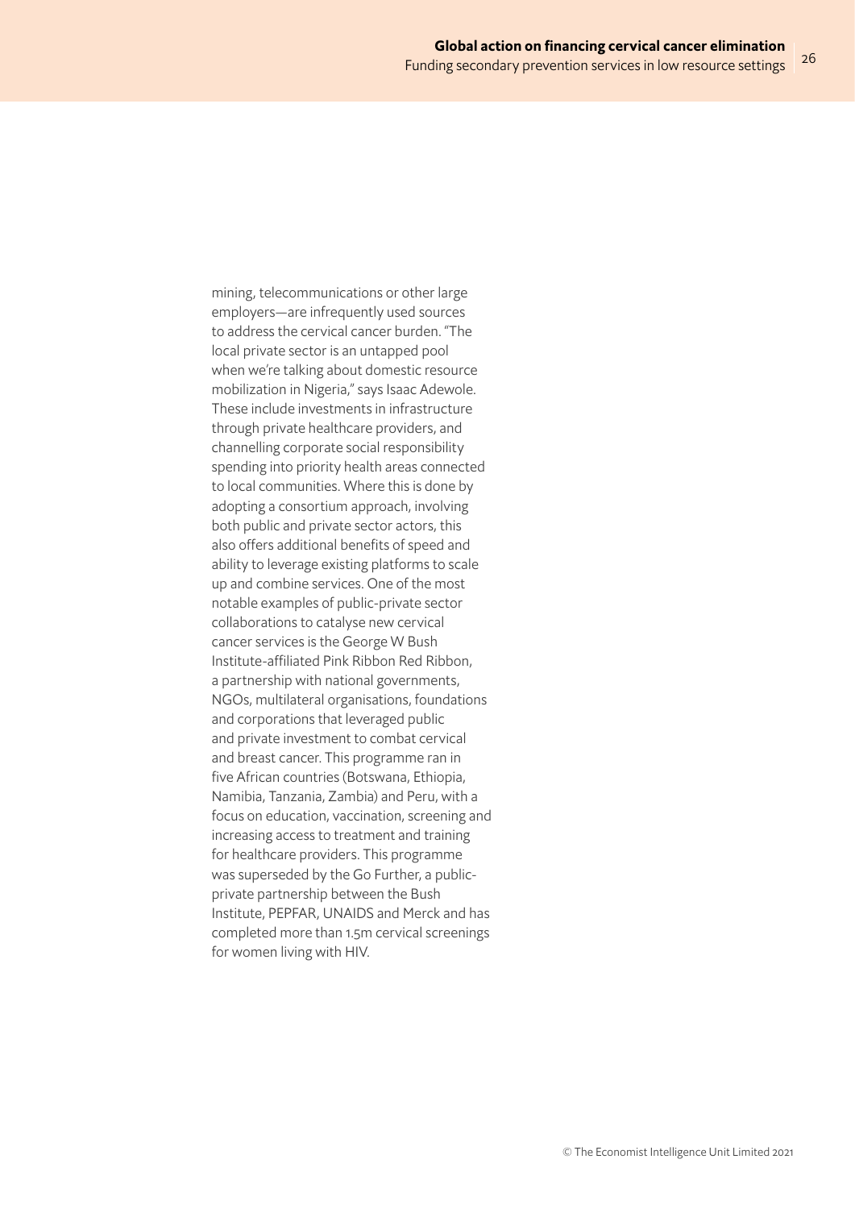mining, telecommunications or other large employers—are infrequently used sources to address the cervical cancer burden. "The local private sector is an untapped pool when we're talking about domestic resource mobilization in Nigeria," says Isaac Adewole. These include investments in infrastructure through private healthcare providers, and channelling corporate social responsibility spending into priority health areas connected to local communities. Where this is done by adopting a consortium approach, involving both public and private sector actors, this also offers additional benefits of speed and ability to leverage existing platforms to scale up and combine services. One of the most notable examples of public-private sector collaborations to catalyse new cervical cancer services is the George W Bush Institute-affiliated Pink Ribbon Red Ribbon, a partnership with national governments, NGOs, multilateral organisations, foundations and corporations that leveraged public and private investment to combat cervical and breast cancer. This programme ran in five African countries (Botswana, Ethiopia, Namibia, Tanzania, Zambia) and Peru, with a focus on education, vaccination, screening and increasing access to treatment and training for healthcare providers. This programme was superseded by the Go Further, a public-private partnership between the Bush Institute, PEPFAR, UNAIDS and Merck and has completed more than 1.5m cervical screenings for women living with HIV.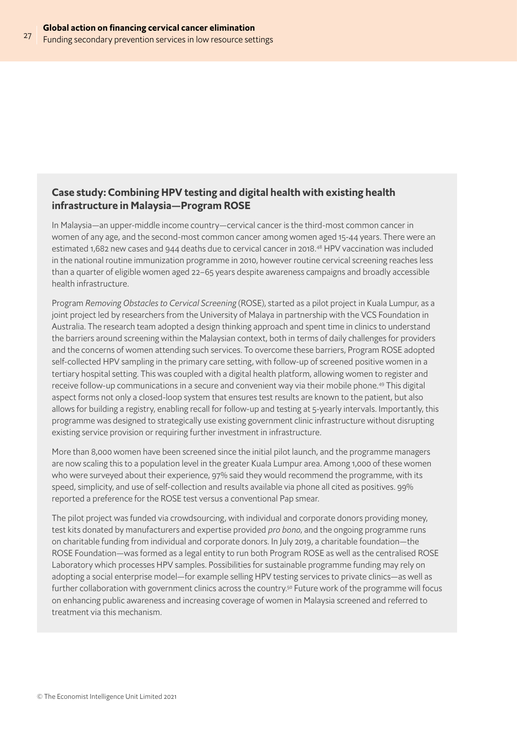## Case study: Combining HPV testing and digital health with existing health infrastructure in Malaysia—Program ROSE

In Malaysia—an upper-middle income country—cervical cancer is the third-most common cancer in women of any age, and the second-most common cancer among women aged 15-44 years. There were an estimated 1,682 new cases and 944 deaths due to cervical cancer in 2018.[48] HPV vaccination was included in the national routine immunization programme in 2010, however routine cervical screening reaches less than a quarter of eligible women aged 22–65 years despite awareness campaigns and broadly accessible health infrastructure.

Program *Removing Obstacles to Cervical Screening* (ROSE), started as a pilot project in Kuala Lumpur, as a joint project led by researchers from the University of Malaya in partnership with the VCS Foundation in Australia. The research team adopted a design thinking approach and spent time in clinics to understand the barriers around screening within the Malaysian context, both in terms of daily challenges for providers and the concerns of women attending such services. To overcome these barriers, Program ROSE adopted self-collected HPV sampling in the primary care setting, with follow-up of screened positive women in a tertiary hospital setting. This was coupled with a digital health platform, allowing women to register and receive follow-up communications in a secure and convenient way via their mobile phone.[49] This digital aspect forms not only a closed-loop system that ensures test results are known to the patient, but also allows for building a registry, enabling recall for follow-up and testing at 5-yearly intervals. Importantly, this programme was designed to strategically use existing government clinic infrastructure without disrupting existing service provision or requiring further investment in infrastructure.

More than 8,000 women have been screened since the initial pilot launch, and the programme managers are now scaling this to a population level in the greater Kuala Lumpur area. Among 1,000 of these women who were surveyed about their experience, 97% said they would recommend the programme, with its speed, simplicity, and use of self-collection and results available via phone all cited as positives. 99% reported a preference for the ROSE test versus a conventional Pap smear.

The pilot project was funded via crowdsourcing, with individual and corporate donors providing money, test kits donated by manufacturers and expertise provided *pro bono*, and the ongoing programme runs on charitable funding from individual and corporate donors. In July 2019, a charitable foundation—the ROSE Foundation—was formed as a legal entity to run both Program ROSE as well as the centralised ROSE Laboratory which processes HPV samples. Possibilities for sustainable programme funding may rely on adopting a social enterprise model—for example selling HPV testing services to private clinics—as well as further collaboration with government clinics across the country.[50] Future work of the programme will focus on enhancing public awareness and increasing coverage of women in Malaysia screened and referred to treatment via this mechanism.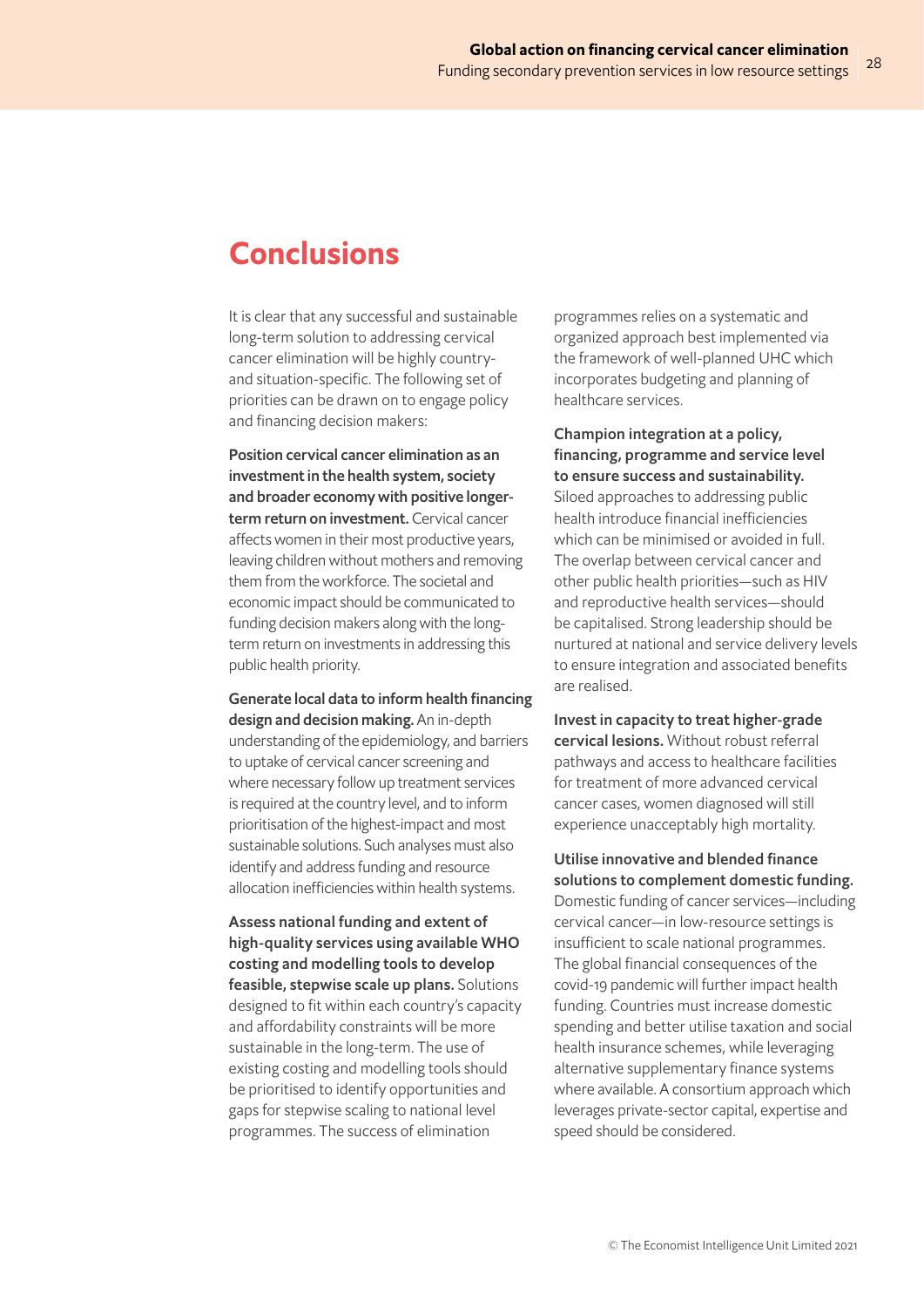# Conclusions

It is clear that any successful and sustainable long-term solution to addressing cervical cancer elimination will be highly country- and situation-specific. The following set of priorities can be drawn on to engage policy and financing decision makers:

**Position cervical cancer elimination as an investment in the health system, society and broader economy with positive longer-term return on investment.** Cervical cancer affects women in their most productive years, leaving children without mothers and removing them from the workforce. The societal and economic impact should be communicated to funding decision makers along with the long-term return on investments in addressing this public health priority.

**Generate local data to inform health financing design and decision making.** An in-depth understanding of the epidemiology, and barriers to uptake of cervical cancer screening and where necessary follow up treatment services is required at the country level, and to inform prioritisation of the highest-impact and most sustainable solutions. Such analyses must also identify and address funding and resource allocation inefficiencies within health systems.

**Assess national funding and extent of high-quality services using available WHO costing and modelling tools to develop feasible, stepwise scale up plans.** Solutions designed to fit within each country's capacity and affordability constraints will be more sustainable in the long-term. The use of existing costing and modelling tools should be prioritised to identify opportunities and gaps for stepwise scaling to national level programmes. The success of elimination programmes relies on a systematic and organized approach best implemented via the framework of well-planned UHC which incorporates budgeting and planning of healthcare services.

**Champion integration at a policy, financing, programme and service level to ensure success and sustainability.** Siloed approaches to addressing public health introduce financial inefficiencies which can be minimised or avoided in full. The overlap between cervical cancer and other public health priorities—such as HIV and reproductive health services—should be capitalised. Strong leadership should be nurtured at national and service delivery levels to ensure integration and associated benefits are realised.

**Invest in capacity to treat higher-grade cervical lesions.** Without robust referral pathways and access to healthcare facilities for treatment of more advanced cervical cancer cases, women diagnosed will still experience unacceptably high mortality.

**Utilise innovative and blended finance solutions to complement domestic funding.** Domestic funding of cancer services—including cervical cancer—in low-resource settings is insufficient to scale national programmes. The global financial consequences of the covid-19 pandemic will further impact health funding. Countries must increase domestic spending and better utilise taxation and social health insurance schemes, while leveraging alternative supplementary finance systems where available. A consortium approach which leverages private-sector capital, expertise and speed should be considered.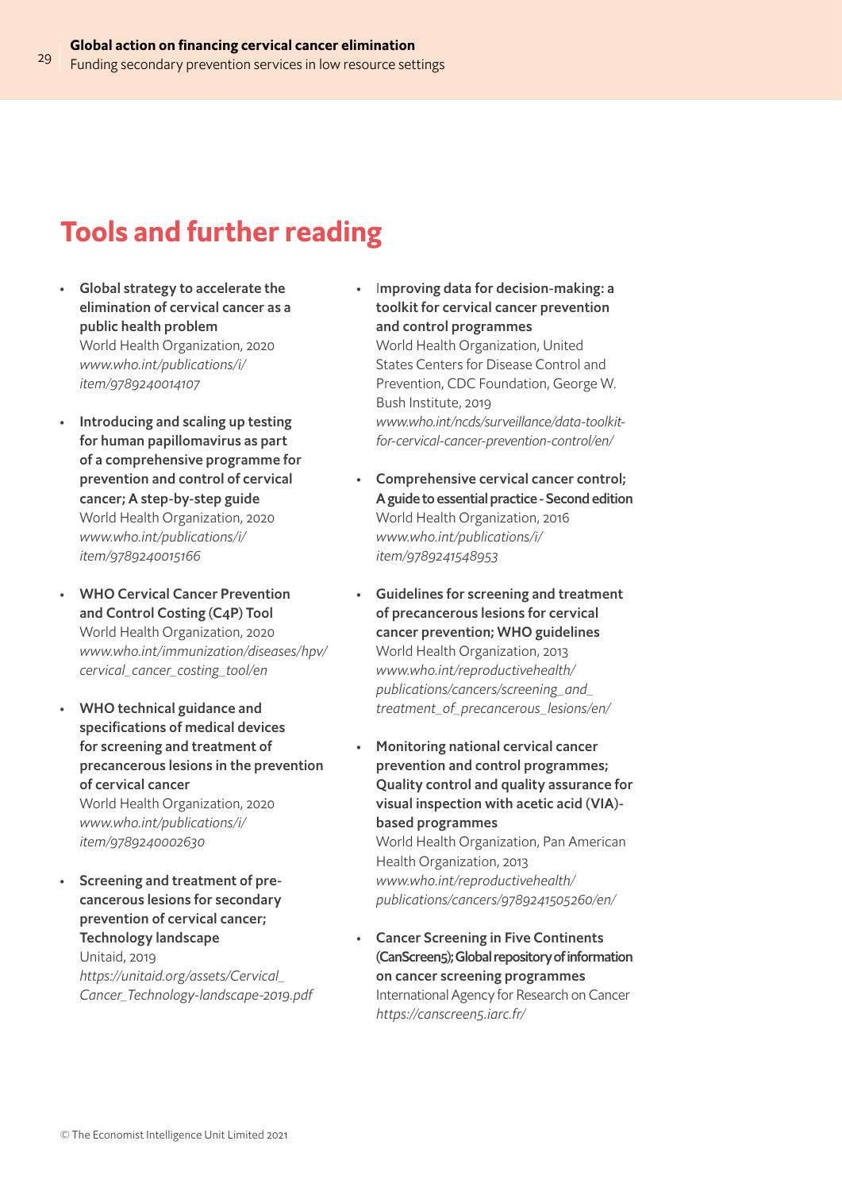# Tools and further reading

- **Global strategy to accelerate the elimination of cervical cancer as a public health problem**
  World Health Organization, 2020
  *www.who.int/publications/i/item/9789240014107*

- **Introducing and scaling up testing for human papillomavirus as part of a comprehensive programme for prevention and control of cervical cancer; A step-by-step guide**
  World Health Organization, 2020
  *www.who.int/publications/i/item/9789240015166*

- **WHO Cervical Cancer Prevention and Control Costing (C4P) Tool**
  World Health Organization, 2020
  *www.who.int/immunization/diseases/hpv/cervical_cancer_costing_tool/en*

- **WHO technical guidance and specifications of medical devices for screening and treatment of precancerous lesions in the prevention of cervical cancer**
  World Health Organization, 2020
  *www.who.int/publications/i/item/9789240002630*

- **Screening and treatment of pre-cancerous lesions for secondary prevention of cervical cancer; Technology landscape**
  Unitaid, 2019
  *https://unitaid.org/assets/Cervical_Cancer_Technology-landscape-2019.pdf*

- **Improving data for decision-making: a toolkit for cervical cancer prevention and control programmes**
  World Health Organization, United States Centers for Disease Control and Prevention, CDC Foundation, George W. Bush Institute, 2019
  *www.who.int/ncds/surveillance/data-toolkit-for-cervical-cancer-prevention-control/en/*

- **Comprehensive cervical cancer control; A guide to essential practice - Second edition**
  World Health Organization, 2016
  *www.who.int/publications/i/item/9789241548953*

- **Guidelines for screening and treatment of precancerous lesions for cervical cancer prevention; WHO guidelines**
  World Health Organization, 2013
  *www.who.int/reproductivehealth/publications/cancers/screening_and_treatment_of_precancerous_lesions/en/*

- **Monitoring national cervical cancer prevention and control programmes; Quality control and quality assurance for visual inspection with acetic acid (VIA)-based programmes**
  World Health Organization, Pan American Health Organization, 2013
  *www.who.int/reproductivehealth/publications/cancers/9789241505260/en/*

- **Cancer Screening in Five Continents (CanScreen5); Global repository of information on cancer screening programmes**
  International Agency for Research on Cancer
  *https://canscreen5.iarc.fr/*

© The Economist Intelligence Unit Limited 2021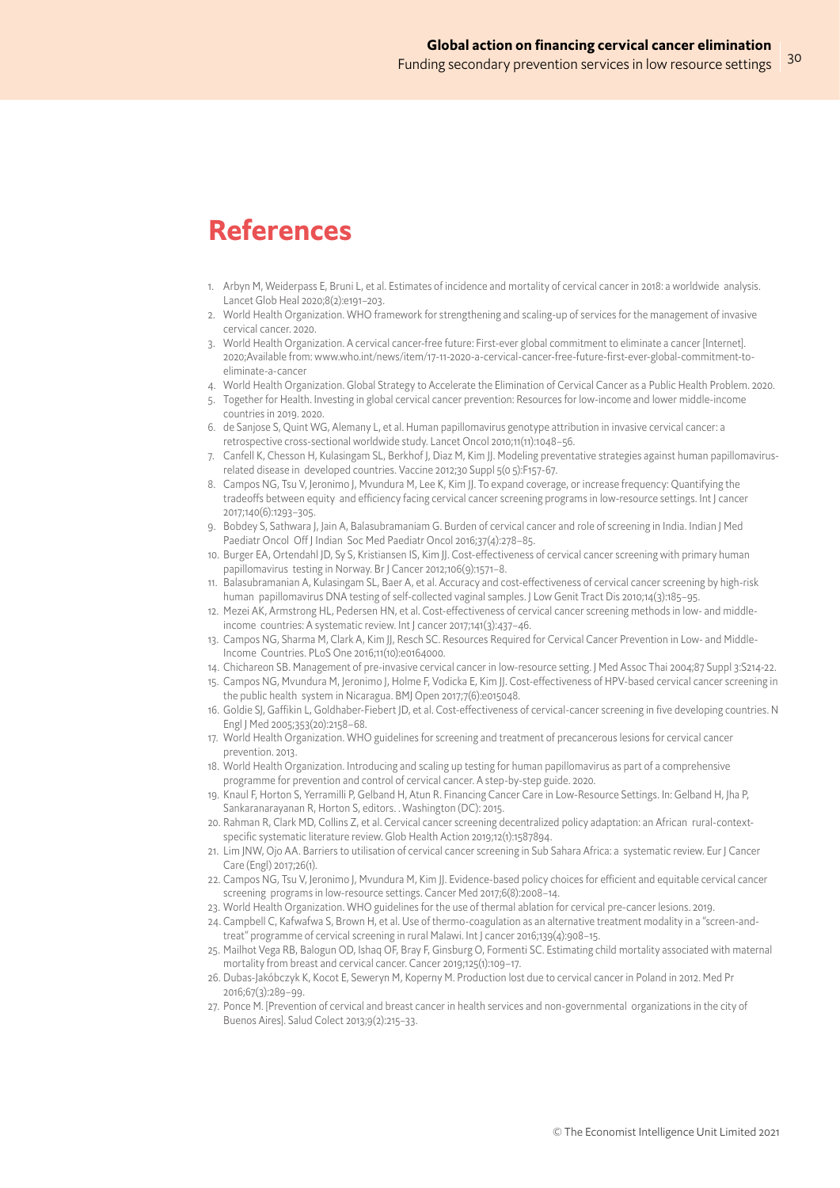# References

1. Arbyn M, Weiderpass E, Bruni L, et al. Estimates of incidence and mortality of cervical cancer in 2018: a worldwide analysis. Lancet Glob Heal 2020;8(2):e191–203.
2. World Health Organization. WHO framework for strengthening and scaling-up of services for the management of invasive cervical cancer. 2020.
3. World Health Organization. A cervical cancer-free future: First-ever global commitment to eliminate a cancer [Internet]. 2020;Available from: www.who.int/news/item/17-11-2020-a-cervical-cancer-free-future-first-ever-global-commitment-to-eliminate-a-cancer
4. World Health Organization. Global Strategy to Accelerate the Elimination of Cervical Cancer as a Public Health Problem. 2020.
5. Together for Health. Investing in global cervical cancer prevention: Resources for low-income and lower middle-income countries in 2019. 2020.
6. de Sanjose S, Quint WG, Alemany L, et al. Human papillomavirus genotype attribution in invasive cervical cancer: a retrospective cross-sectional worldwide study. Lancet Oncol 2010;11(11):1048–56.
7. Canfell K, Chesson H, Kulasingam SL, Berkhof J, Diaz M, Kim JJ. Modeling preventative strategies against human papillomavirus-related disease in developed countries. Vaccine 2012;30 Suppl 5(0 5):F157-67.
8. Campos NG, Tsu V, Jeronimo J, Mvundura M, Lee K, Kim JJ. To expand coverage, or increase frequency: Quantifying the tradeoffs between equity and efficiency facing cervical cancer screening programs in low-resource settings. Int J cancer 2017;140(6):1293–305.
9. Bobdey S, Sathwara J, Jain A, Balasubramaniam G. Burden of cervical cancer and role of screening in India. Indian J Med Paediatr Oncol Off J Indian Soc Med Paediatr Oncol 2016;37(4):278–85.
10. Burger EA, Ortendahl JD, Sy S, Kristiansen IS, Kim JJ. Cost-effectiveness of cervical cancer screening with primary human papillomavirus testing in Norway. Br J Cancer 2012;106(9):1571–8.
11. Balasubramanian A, Kulasingam SL, Baer A, et al. Accuracy and cost-effectiveness of cervical cancer screening by high-risk human papillomavirus DNA testing of self-collected vaginal samples. J Low Genit Tract Dis 2010;14(3):185–95.
12. Mezei AK, Armstrong HL, Pedersen HN, et al. Cost-effectiveness of cervical cancer screening methods in low- and middle-income countries: A systematic review. Int J cancer 2017;141(3):437–46.
13. Campos NG, Sharma M, Clark A, Kim JJ, Resch SC. Resources Required for Cervical Cancer Prevention in Low- and Middle-Income Countries. PLoS One 2016;11(10):e0164000.
14. Chichareon SB. Management of pre-invasive cervical cancer in low-resource setting. J Med Assoc Thai 2004;87 Suppl 3:S214-22.
15. Campos NG, Mvundura M, Jeronimo J, Holme F, Vodicka E, Kim JJ. Cost-effectiveness of HPV-based cervical cancer screening in the public health system in Nicaragua. BMJ Open 2017;7(6):e015048.
16. Goldie SJ, Gaffikin L, Goldhaber-Fiebert JD, et al. Cost-effectiveness of cervical-cancer screening in five developing countries. N Engl J Med 2005;353(20):2158–68.
17. World Health Organization. WHO guidelines for screening and treatment of precancerous lesions for cervical cancer prevention. 2013.
18. World Health Organization. Introducing and scaling up testing for human papillomavirus as part of a comprehensive programme for prevention and control of cervical cancer. A step-by-step guide. 2020.
19. Knaul F, Horton S, Yerramilli P, Gelband H, Atun R. Financing Cancer Care in Low-Resource Settings. In: Gelband H, Jha P, Sankaranarayanan R, Horton S, editors. . Washington (DC): 2015.
20. Rahman R, Clark MD, Collins Z, et al. Cervical cancer screening decentralized policy adaptation: an African rural-context-specific systematic literature review. Glob Health Action 2019;12(1):1587894.
21. Lim JNW, Ojo AA. Barriers to utilisation of cervical cancer screening in Sub Sahara Africa: a systematic review. Eur J Cancer Care (Engl) 2017;26(1).
22. Campos NG, Tsu V, Jeronimo J, Mvundura M, Kim JJ. Evidence-based policy choices for efficient and equitable cervical cancer screening programs in low-resource settings. Cancer Med 2017;6(8):2008–14.
23. World Health Organization. WHO guidelines for the use of thermal ablation for cervical pre-cancer lesions. 2019.
24. Campbell C, Kafwafwa S, Brown H, et al. Use of thermo-coagulation as an alternative treatment modality in a "screen-and-treat" programme of cervical screening in rural Malawi. Int J cancer 2016;139(4):908–15.
25. Mailhot Vega RB, Balogun OD, Ishaq OF, Bray F, Ginsburg O, Formenti SC. Estimating child mortality associated with maternal mortality from breast and cervical cancer. Cancer 2019;125(1):109–17.
26. Dubas-Jakóbczyk K, Kocot E, Seweryn M, Koperny M. Production lost due to cervical cancer in Poland in 2012. Med Pr 2016;67(3):289–99.
27. Ponce M. [Prevention of cervical and breast cancer in health services and non-governmental organizations in the city of Buenos Aires]. Salud Colect 2013;9(2):215–33.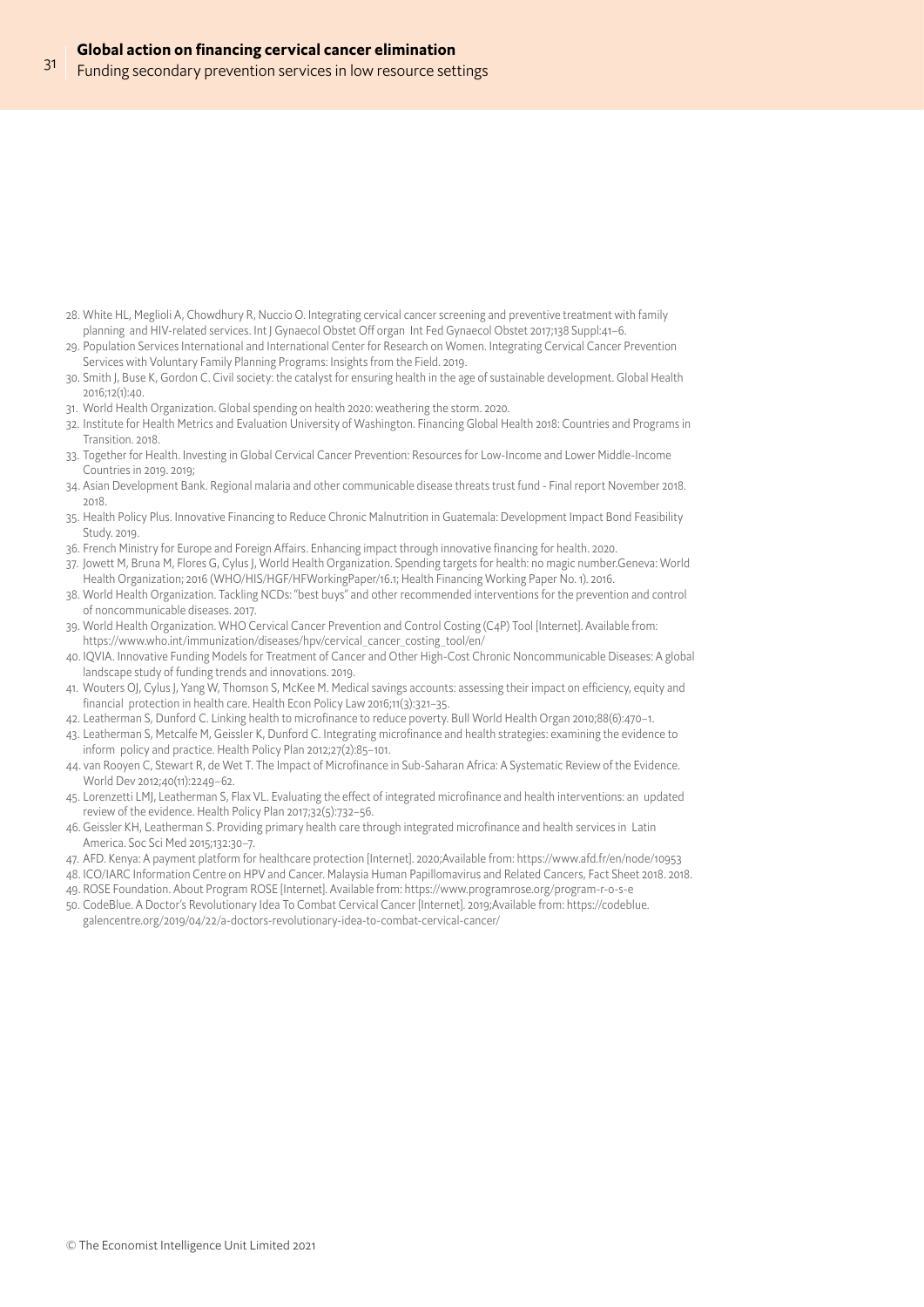28. White HL, Meglioli A, Chowdhury R, Nuccio O. Integrating cervical cancer screening and preventive treatment with family planning and HIV-related services. Int J Gynaecol Obstet Off organ Int Fed Gynaecol Obstet 2017;138 Suppl:41–6.
29. Population Services International and International Center for Research on Women. Integrating Cervical Cancer Prevention Services with Voluntary Family Planning Programs: Insights from the Field. 2019.
30. Smith J, Buse K, Gordon C. Civil society: the catalyst for ensuring health in the age of sustainable development. Global Health 2016;12(1):40.
31. World Health Organization. Global spending on health 2020: weathering the storm. 2020.
32. Institute for Health Metrics and Evaluation University of Washington. Financing Global Health 2018: Countries and Programs in Transition. 2018.
33. Together for Health. Investing in Global Cervical Cancer Prevention: Resources for Low-Income and Lower Middle-Income Countries in 2019. 2019;
34. Asian Development Bank. Regional malaria and other communicable disease threats trust fund - Final report November 2018. 2018.
35. Health Policy Plus. Innovative Financing to Reduce Chronic Malnutrition in Guatemala: Development Impact Bond Feasibility Study. 2019.
36. French Ministry for Europe and Foreign Affairs. Enhancing impact through innovative financing for health. 2020.
37. Jowett M, Bruna M, Flores G, Cylus J, World Health Organization. Spending targets for health: no magic number.Geneva: World Health Organization; 2016 (WHO/HIS/HGF/HFWorkingPaper/16.1; Health Financing Working Paper No. 1). 2016.
38. World Health Organization. Tackling NCDs: "best buys" and other recommended interventions for the prevention and control of noncommunicable diseases. 2017.
39. World Health Organization. WHO Cervical Cancer Prevention and Control Costing (C4P) Tool [Internet]. Available from: https://www.who.int/immunization/diseases/hpv/cervical_cancer_costing_tool/en/
40. IQVIA. Innovative Funding Models for Treatment of Cancer and Other High-Cost Chronic Noncommunicable Diseases: A global landscape study of funding trends and innovations. 2019.
41. Wouters OJ, Cylus J, Yang W, Thomson S, McKee M. Medical savings accounts: assessing their impact on efficiency, equity and financial protection in health care. Health Econ Policy Law 2016;11(3):321–35.
42. Leatherman S, Dunford C. Linking health to microfinance to reduce poverty. Bull World Health Organ 2010;88(6):470–1.
43. Leatherman S, Metcalfe M, Geissler K, Dunford C. Integrating microfinance and health strategies: examining the evidence to inform policy and practice. Health Policy Plan 2012;27(2):85–101.
44. van Rooyen C, Stewart R, de Wet T. The Impact of Microfinance in Sub-Saharan Africa: A Systematic Review of the Evidence. World Dev 2012;40(11):2249–62.
45. Lorenzetti LMJ, Leatherman S, Flax VL. Evaluating the effect of integrated microfinance and health interventions: an updated review of the evidence. Health Policy Plan 2017;32(5):732–56.
46. Geissler KH, Leatherman S. Providing primary health care through integrated microfinance and health services in Latin America. Soc Sci Med 2015;132:30–7.
47. AFD. Kenya: A payment platform for healthcare protection [Internet]. 2020;Available from: https://www.afd.fr/en/node/10953
48. ICO/IARC Information Centre on HPV and Cancer. Malaysia Human Papillomavirus and Related Cancers, Fact Sheet 2018. 2018.
49. ROSE Foundation. About Program ROSE [Internet]. Available from: https://www.programrose.org/program-r-o-s-e
50. CodeBlue. A Doctor's Revolutionary Idea To Combat Cervical Cancer [Internet]. 2019;Available from: https://codeblue.galencentre.org/2019/04/22/a-doctors-revolutionary-idea-to-combat-cervical-cancer/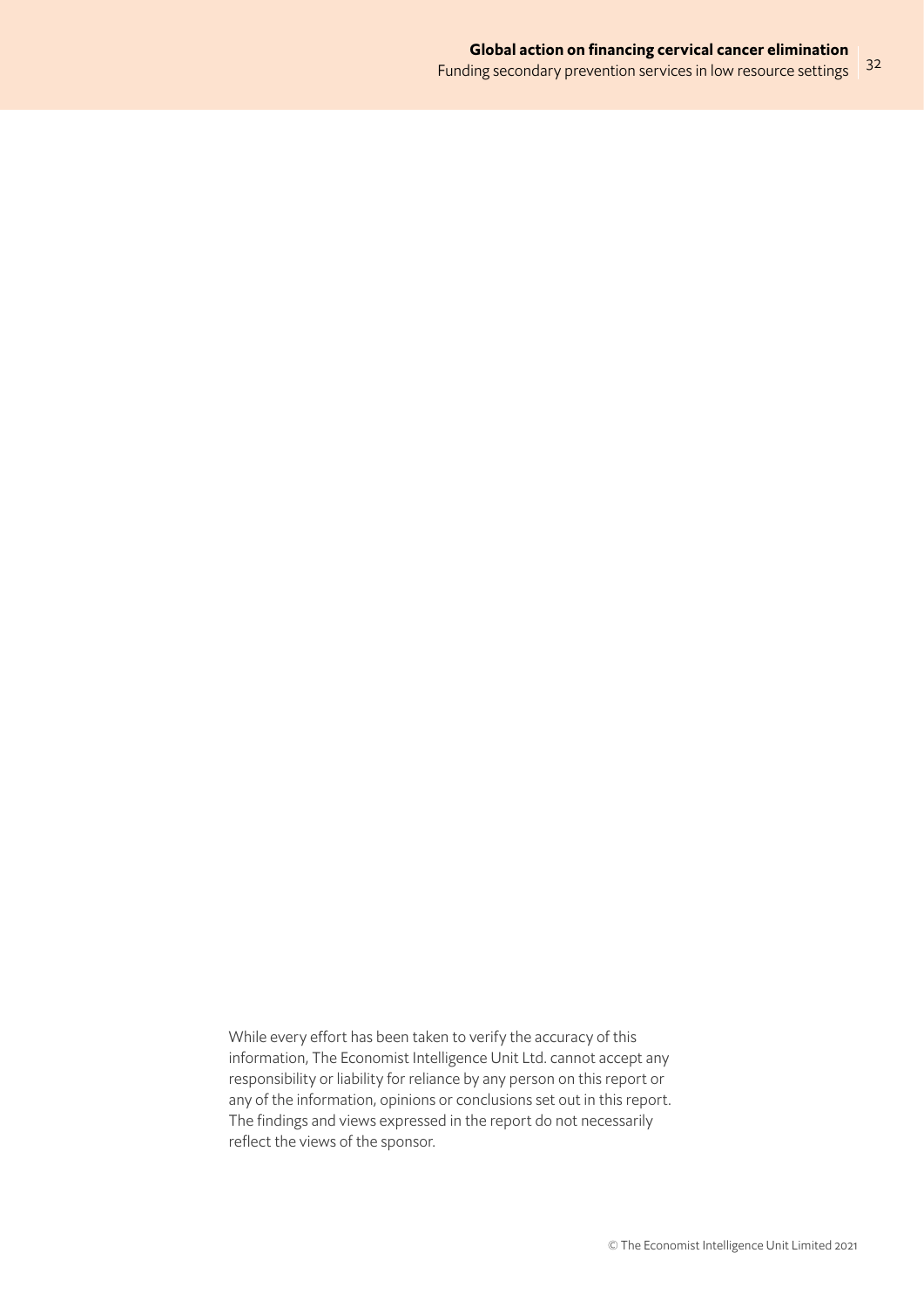While every effort has been taken to verify the accuracy of this information, The Economist Intelligence Unit Ltd. cannot accept any responsibility or liability for reliance by any person on this report or any of the information, opinions or conclusions set out in this report. The findings and views expressed in the report do not necessarily reflect the views of the sponsor.

© The Economist Intelligence Unit Limited 2021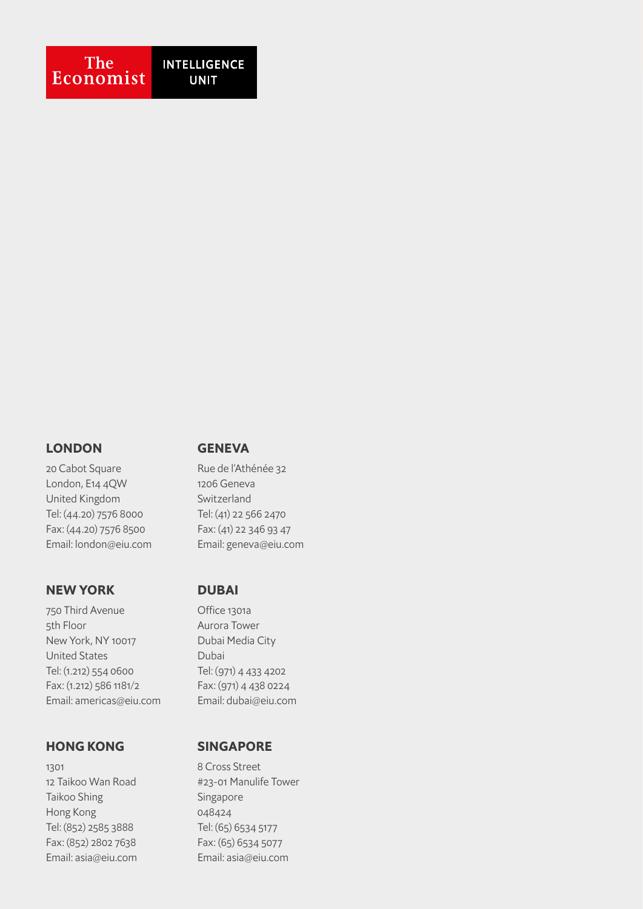The Economist INTELLIGENCE UNIT

## LONDON

20 Cabot Square
London, E14 4QW
United Kingdom
Tel: (44.20) 7576 8000
Fax: (44.20) 7576 8500
Email: london@eiu.com

## NEW YORK

750 Third Avenue
5th Floor
New York, NY 10017
United States
Tel: (1.212) 554 0600
Fax: (1.212) 586 1181/2
Email: americas@eiu.com

## HONG KONG

1301
12 Taikoo Wan Road
Taikoo Shing
Hong Kong
Tel: (852) 2585 3888
Fax: (852) 2802 7638
Email: asia@eiu.com

## GENEVA

Rue de l'Athénée 32
1206 Geneva
Switzerland
Tel: (41) 22 566 2470
Fax: (41) 22 346 93 47
Email: geneva@eiu.com

## DUBAI

Office 1301a
Aurora Tower
Dubai Media City
Dubai
Tel: (971) 4 433 4202
Fax: (971) 4 438 0224
Email: dubai@eiu.com

## SINGAPORE

8 Cross Street
#23-01 Manulife Tower
Singapore
048424
Tel: (65) 6534 5177
Fax: (65) 6534 5077
Email: asia@eiu.com